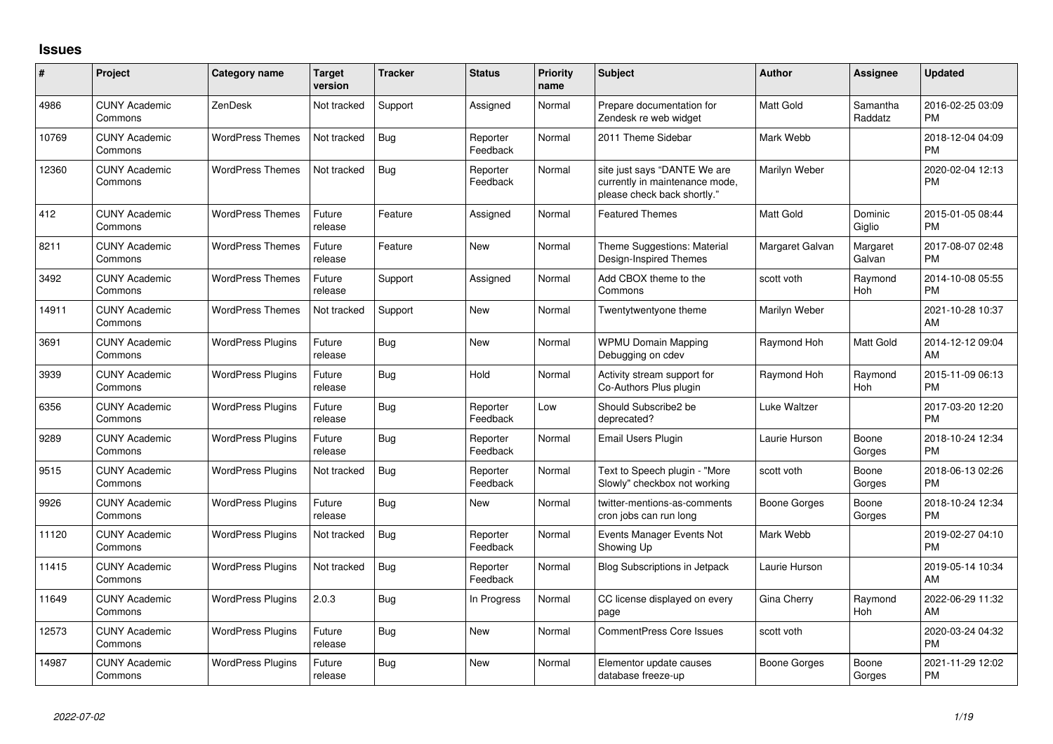## Issues

| # | Project | Category name | Target version | Tracker | Status | Priority name | Subject | Author | Assignee | Updated |
|---|---|---|---|---|---|---|---|---|---|---|
| 4986 | CUNY Academic Commons | ZenDesk | Not tracked | Support | Assigned | Normal | Prepare documentation for Zendesk re web widget | Matt Gold | Samantha Raddatz | 2016-02-25 03:09 PM |
| 10769 | CUNY Academic Commons | WordPress Themes | Not tracked | Bug | Reporter Feedback | Normal | 2011 Theme Sidebar | Mark Webb | | 2018-12-04 04:09 PM |
| 12360 | CUNY Academic Commons | WordPress Themes | Not tracked | Bug | Reporter Feedback | Normal | site just says "DANTE We are currently in maintenance mode, please check back shortly." | Marilyn Weber | | 2020-02-04 12:13 PM |
| 412 | CUNY Academic Commons | WordPress Themes | Future release | Feature | Assigned | Normal | Featured Themes | Matt Gold | Dominic Giglio | 2015-01-05 08:44 PM |
| 8211 | CUNY Academic Commons | WordPress Themes | Future release | Feature | New | Normal | Theme Suggestions: Material Design-Inspired Themes | Margaret Galvan | Margaret Galvan | 2017-08-07 02:48 PM |
| 3492 | CUNY Academic Commons | WordPress Themes | Future release | Support | Assigned | Normal | Add CBOX theme to the Commons | scott voth | Raymond Hoh | 2014-10-08 05:55 PM |
| 14911 | CUNY Academic Commons | WordPress Themes | Not tracked | Support | New | Normal | Twentytwentyone theme | Marilyn Weber | | 2021-10-28 10:37 AM |
| 3691 | CUNY Academic Commons | WordPress Plugins | Future release | Bug | New | Normal | WPMU Domain Mapping Debugging on cdev | Raymond Hoh | Matt Gold | 2014-12-12 09:04 AM |
| 3939 | CUNY Academic Commons | WordPress Plugins | Future release | Bug | Hold | Normal | Activity stream support for Co-Authors Plus plugin | Raymond Hoh | Raymond Hoh | 2015-11-09 06:13 PM |
| 6356 | CUNY Academic Commons | WordPress Plugins | Future release | Bug | Reporter Feedback | Low | Should Subscribe2 be deprecated? | Luke Waltzer | | 2017-03-20 12:20 PM |
| 9289 | CUNY Academic Commons | WordPress Plugins | Future release | Bug | Reporter Feedback | Normal | Email Users Plugin | Laurie Hurson | Boone Gorges | 2018-10-24 12:34 PM |
| 9515 | CUNY Academic Commons | WordPress Plugins | Not tracked | Bug | Reporter Feedback | Normal | Text to Speech plugin - "More Slowly" checkbox not working | scott voth | Boone Gorges | 2018-06-13 02:26 PM |
| 9926 | CUNY Academic Commons | WordPress Plugins | Future release | Bug | New | Normal | twitter-mentions-as-comments cron jobs can run long | Boone Gorges | Boone Gorges | 2018-10-24 12:34 PM |
| 11120 | CUNY Academic Commons | WordPress Plugins | Not tracked | Bug | Reporter Feedback | Normal | Events Manager Events Not Showing Up | Mark Webb | | 2019-02-27 04:10 PM |
| 11415 | CUNY Academic Commons | WordPress Plugins | Not tracked | Bug | Reporter Feedback | Normal | Blog Subscriptions in Jetpack | Laurie Hurson | | 2019-05-14 10:34 AM |
| 11649 | CUNY Academic Commons | WordPress Plugins | 2.0.3 | Bug | In Progress | Normal | CC license displayed on every page | Gina Cherry | Raymond Hoh | 2022-06-29 11:32 AM |
| 12573 | CUNY Academic Commons | WordPress Plugins | Future release | Bug | New | Normal | CommentPress Core Issues | scott voth | | 2020-03-24 04:32 PM |
| 14987 | CUNY Academic Commons | WordPress Plugins | Future release | Bug | New | Normal | Elementor update causes database freeze-up | Boone Gorges | Boone Gorges | 2021-11-29 12:02 PM |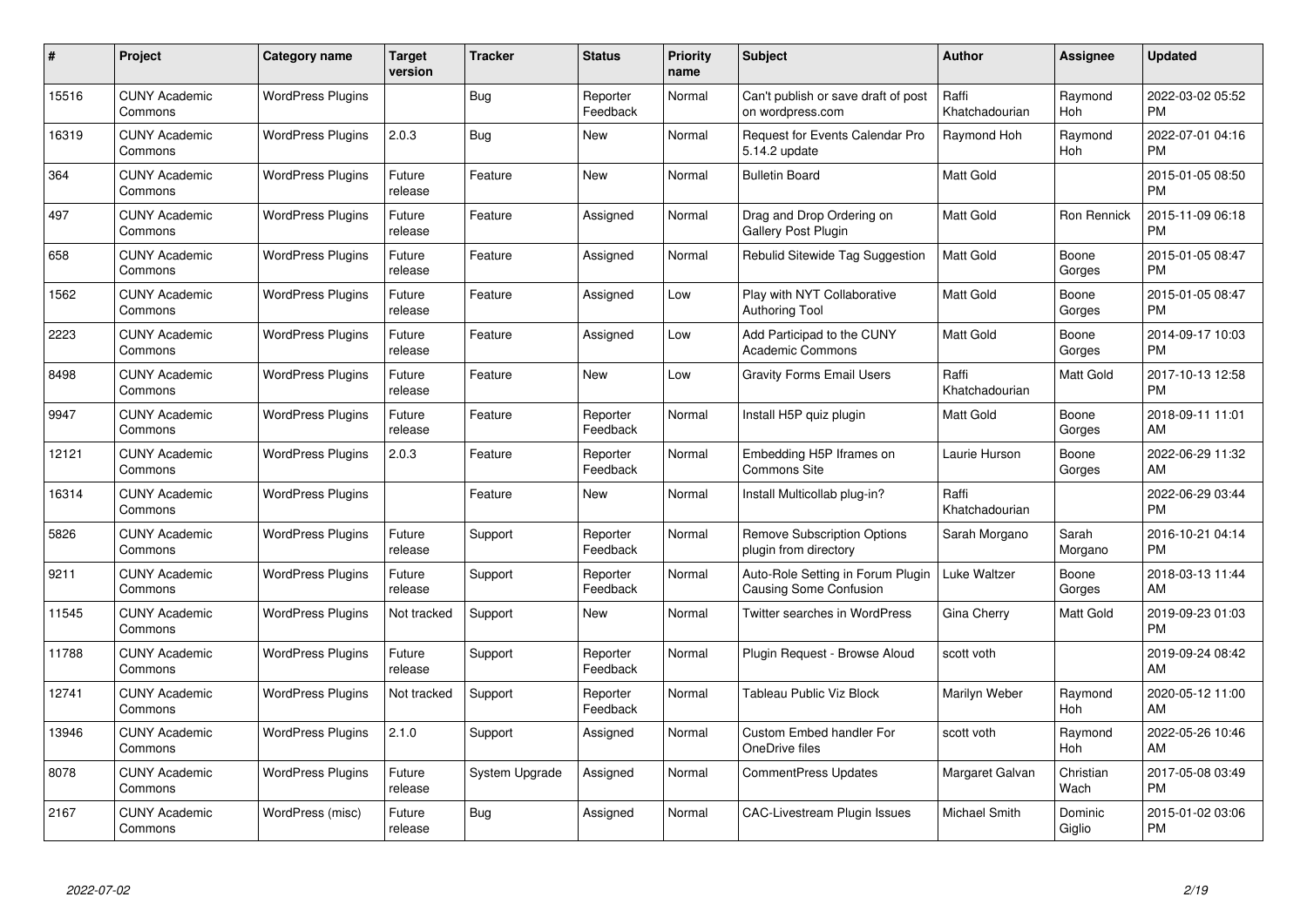| # | Project | Category name | Target version | Tracker | Status | Priority name | Subject | Author | Assignee | Updated |
|---|---|---|---|---|---|---|---|---|---|---|
| 15516 | CUNY Academic Commons | WordPress Plugins | | Bug | Reporter Feedback | Normal | Can't publish or save draft of post on wordpress.com | Raffi Khatchadourian | Raymond Hoh | 2022-03-02 05:52 PM |
| 16319 | CUNY Academic Commons | WordPress Plugins | 2.0.3 | Bug | New | Normal | Request for Events Calendar Pro 5.14.2 update | Raymond Hoh | Raymond Hoh | 2022-07-01 04:16 PM |
| 364 | CUNY Academic Commons | WordPress Plugins | Future release | Feature | New | Normal | Bulletin Board | Matt Gold | | 2015-01-05 08:50 PM |
| 497 | CUNY Academic Commons | WordPress Plugins | Future release | Feature | Assigned | Normal | Drag and Drop Ordering on Gallery Post Plugin | Matt Gold | Ron Rennick | 2015-11-09 06:18 PM |
| 658 | CUNY Academic Commons | WordPress Plugins | Future release | Feature | Assigned | Normal | Rebulid Sitewide Tag Suggestion | Matt Gold | Boone Gorges | 2015-01-05 08:47 PM |
| 1562 | CUNY Academic Commons | WordPress Plugins | Future release | Feature | Assigned | Low | Play with NYT Collaborative Authoring Tool | Matt Gold | Boone Gorges | 2015-01-05 08:47 PM |
| 2223 | CUNY Academic Commons | WordPress Plugins | Future release | Feature | Assigned | Low | Add Participad to the CUNY Academic Commons | Matt Gold | Boone Gorges | 2014-09-17 10:03 PM |
| 8498 | CUNY Academic Commons | WordPress Plugins | Future release | Feature | New | Low | Gravity Forms Email Users | Raffi Khatchadourian | Matt Gold | 2017-10-13 12:58 PM |
| 9947 | CUNY Academic Commons | WordPress Plugins | Future release | Feature | Reporter Feedback | Normal | Install H5P quiz plugin | Matt Gold | Boone Gorges | 2018-09-11 11:01 AM |
| 12121 | CUNY Academic Commons | WordPress Plugins | 2.0.3 | Feature | Reporter Feedback | Normal | Embedding H5P Iframes on Commons Site | Laurie Hurson | Boone Gorges | 2022-06-29 11:32 AM |
| 16314 | CUNY Academic Commons | WordPress Plugins | | Feature | New | Normal | Install Multicollab plug-in? | Raffi Khatchadourian | | 2022-06-29 03:44 PM |
| 5826 | CUNY Academic Commons | WordPress Plugins | Future release | Support | Reporter Feedback | Normal | Remove Subscription Options plugin from directory | Sarah Morgano | Sarah Morgano | 2016-10-21 04:14 PM |
| 9211 | CUNY Academic Commons | WordPress Plugins | Future release | Support | Reporter Feedback | Normal | Auto-Role Setting in Forum Plugin Causing Some Confusion | Luke Waltzer | Boone Gorges | 2018-03-13 11:44 AM |
| 11545 | CUNY Academic Commons | WordPress Plugins | Not tracked | Support | New | Normal | Twitter searches in WordPress | Gina Cherry | Matt Gold | 2019-09-23 01:03 PM |
| 11788 | CUNY Academic Commons | WordPress Plugins | Future release | Support | Reporter Feedback | Normal | Plugin Request - Browse Aloud | scott voth | | 2019-09-24 08:42 AM |
| 12741 | CUNY Academic Commons | WordPress Plugins | Not tracked | Support | Reporter Feedback | Normal | Tableau Public Viz Block | Marilyn Weber | Raymond Hoh | 2020-05-12 11:00 AM |
| 13946 | CUNY Academic Commons | WordPress Plugins | 2.1.0 | Support | Assigned | Normal | Custom Embed handler For OneDrive files | scott voth | Raymond Hoh | 2022-05-26 10:46 AM |
| 8078 | CUNY Academic Commons | WordPress Plugins | Future release | System Upgrade | Assigned | Normal | CommentPress Updates | Margaret Galvan | Christian Wach | 2017-05-08 03:49 PM |
| 2167 | CUNY Academic Commons | WordPress (misc) | Future release | Bug | Assigned | Normal | CAC-Livestream Plugin Issues | Michael Smith | Dominic Giglio | 2015-01-02 03:06 PM |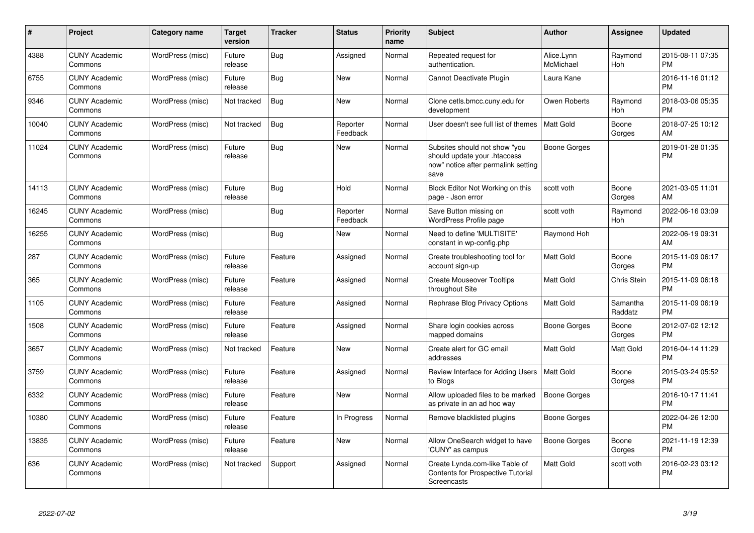| # | Project | Category name | Target version | Tracker | Status | Priority name | Subject | Author | Assignee | Updated |
|---|---|---|---|---|---|---|---|---|---|---|
| 4388 | CUNY Academic Commons | WordPress (misc) | Future release | Bug | Assigned | Normal | Repeated request for authentication. | Alice.Lynn McMichael | Raymond Hoh | 2015-08-11 07:35 PM |
| 6755 | CUNY Academic Commons | WordPress (misc) | Future release | Bug | New | Normal | Cannot Deactivate Plugin | Laura Kane | | 2016-11-16 01:12 PM |
| 9346 | CUNY Academic Commons | WordPress (misc) | Not tracked | Bug | New | Normal | Clone cetls.bmcc.cuny.edu for development | Owen Roberts | Raymond Hoh | 2018-03-06 05:35 PM |
| 10040 | CUNY Academic Commons | WordPress (misc) | Not tracked | Bug | Reporter Feedback | Normal | User doesn't see full list of themes | Matt Gold | Boone Gorges | 2018-07-25 10:12 AM |
| 11024 | CUNY Academic Commons | WordPress (misc) | Future release | Bug | New | Normal | Subsites should not show "you should update your .htaccess now" notice after permalink setting save | Boone Gorges | | 2019-01-28 01:35 PM |
| 14113 | CUNY Academic Commons | WordPress (misc) | Future release | Bug | Hold | Normal | Block Editor Not Working on this page - Json error | scott voth | Boone Gorges | 2021-03-05 11:01 AM |
| 16245 | CUNY Academic Commons | WordPress (misc) | | Bug | Reporter Feedback | Normal | Save Button missing on WordPress Profile page | scott voth | Raymond Hoh | 2022-06-16 03:09 PM |
| 16255 | CUNY Academic Commons | WordPress (misc) | | Bug | New | Normal | Need to define 'MULTISITE' constant in wp-config.php | Raymond Hoh | | 2022-06-19 09:31 AM |
| 287 | CUNY Academic Commons | WordPress (misc) | Future release | Feature | Assigned | Normal | Create troubleshooting tool for account sign-up | Matt Gold | Boone Gorges | 2015-11-09 06:17 PM |
| 365 | CUNY Academic Commons | WordPress (misc) | Future release | Feature | Assigned | Normal | Create Mouseover Tooltips throughout Site | Matt Gold | Chris Stein | 2015-11-09 06:18 PM |
| 1105 | CUNY Academic Commons | WordPress (misc) | Future release | Feature | Assigned | Normal | Rephrase Blog Privacy Options | Matt Gold | Samantha Raddatz | 2015-11-09 06:19 PM |
| 1508 | CUNY Academic Commons | WordPress (misc) | Future release | Feature | Assigned | Normal | Share login cookies across mapped domains | Boone Gorges | Boone Gorges | 2012-07-02 12:12 PM |
| 3657 | CUNY Academic Commons | WordPress (misc) | Not tracked | Feature | New | Normal | Create alert for GC email addresses | Matt Gold | Matt Gold | 2016-04-14 11:29 PM |
| 3759 | CUNY Academic Commons | WordPress (misc) | Future release | Feature | Assigned | Normal | Review Interface for Adding Users to Blogs | Matt Gold | Boone Gorges | 2015-03-24 05:52 PM |
| 6332 | CUNY Academic Commons | WordPress (misc) | Future release | Feature | New | Normal | Allow uploaded files to be marked as private in an ad hoc way | Boone Gorges | | 2016-10-17 11:41 PM |
| 10380 | CUNY Academic Commons | WordPress (misc) | Future release | Feature | In Progress | Normal | Remove blacklisted plugins | Boone Gorges | | 2022-04-26 12:00 PM |
| 13835 | CUNY Academic Commons | WordPress (misc) | Future release | Feature | New | Normal | Allow OneSearch widget to have 'CUNY' as campus | Boone Gorges | Boone Gorges | 2021-11-19 12:39 PM |
| 636 | CUNY Academic Commons | WordPress (misc) | Not tracked | Support | Assigned | Normal | Create Lynda.com-like Table of Contents for Prospective Tutorial Screencasts | Matt Gold | scott voth | 2016-02-23 03:12 PM |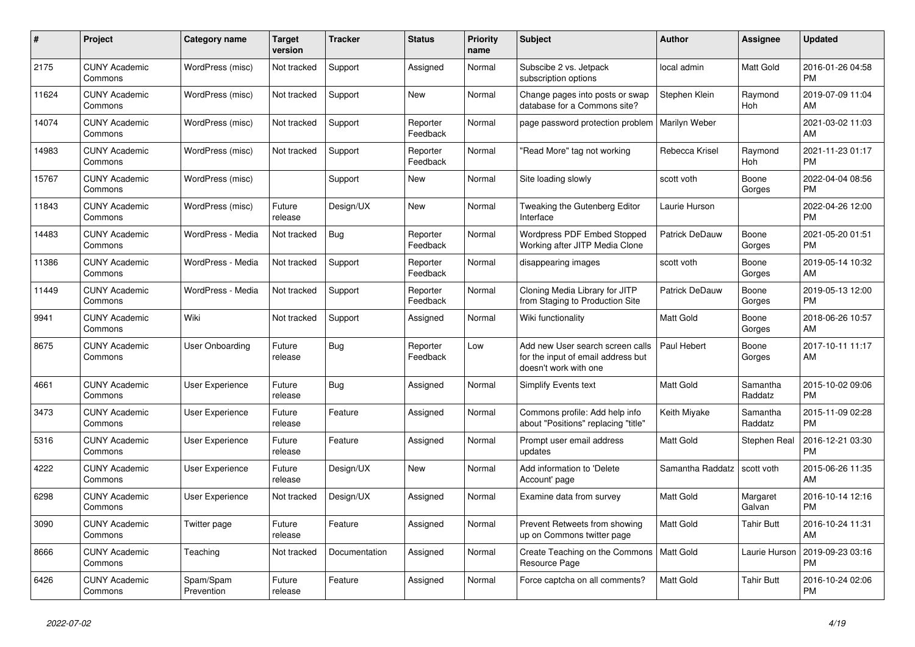| # | Project | Category name | Target version | Tracker | Status | Priority name | Subject | Author | Assignee | Updated |
|---|---|---|---|---|---|---|---|---|---|---|
| 2175 | CUNY Academic Commons | WordPress (misc) | Not tracked | Support | Assigned | Normal | Subscibe 2 vs. Jetpack subscription options | local admin | Matt Gold | 2016-01-26 04:58 PM |
| 11624 | CUNY Academic Commons | WordPress (misc) | Not tracked | Support | New | Normal | Change pages into posts or swap database for a Commons site? | Stephen Klein | Raymond Hoh | 2019-07-09 11:04 AM |
| 14074 | CUNY Academic Commons | WordPress (misc) | Not tracked | Support | Reporter Feedback | Normal | page password protection problem | Marilyn Weber | | 2021-03-02 11:03 AM |
| 14983 | CUNY Academic Commons | WordPress (misc) | Not tracked | Support | Reporter Feedback | Normal | "Read More" tag not working | Rebecca Krisel | Raymond Hoh | 2021-11-23 01:17 PM |
| 15767 | CUNY Academic Commons | WordPress (misc) | | Support | New | Normal | Site loading slowly | scott voth | Boone Gorges | 2022-04-04 08:56 PM |
| 11843 | CUNY Academic Commons | WordPress (misc) | Future release | Design/UX | New | Normal | Tweaking the Gutenberg Editor Interface | Laurie Hurson | | 2022-04-26 12:00 PM |
| 14483 | CUNY Academic Commons | WordPress - Media | Not tracked | Bug | Reporter Feedback | Normal | Wordpress PDF Embed Stopped Working after JITP Media Clone | Patrick DeDauw | Boone Gorges | 2021-05-20 01:51 PM |
| 11386 | CUNY Academic Commons | WordPress - Media | Not tracked | Support | Reporter Feedback | Normal | disappearing images | scott voth | Boone Gorges | 2019-05-14 10:32 AM |
| 11449 | CUNY Academic Commons | WordPress - Media | Not tracked | Support | Reporter Feedback | Normal | Cloning Media Library for JITP from Staging to Production Site | Patrick DeDauw | Boone Gorges | 2019-05-13 12:00 PM |
| 9941 | CUNY Academic Commons | Wiki | Not tracked | Support | Assigned | Normal | Wiki functionality | Matt Gold | Boone Gorges | 2018-06-26 10:57 AM |
| 8675 | CUNY Academic Commons | User Onboarding | Future release | Bug | Reporter Feedback | Low | Add new User search screen calls for the input of email address but doesn't work with one | Paul Hebert | Boone Gorges | 2017-10-11 11:17 AM |
| 4661 | CUNY Academic Commons | User Experience | Future release | Bug | Assigned | Normal | Simplify Events text | Matt Gold | Samantha Raddatz | 2015-10-02 09:06 PM |
| 3473 | CUNY Academic Commons | User Experience | Future release | Feature | Assigned | Normal | Commons profile: Add help info about "Positions" replacing "title" | Keith Miyake | Samantha Raddatz | 2015-11-09 02:28 PM |
| 5316 | CUNY Academic Commons | User Experience | Future release | Feature | Assigned | Normal | Prompt user email address updates | Matt Gold | Stephen Real | 2016-12-21 03:30 PM |
| 4222 | CUNY Academic Commons | User Experience | Future release | Design/UX | New | Normal | Add information to 'Delete Account' page | Samantha Raddatz | scott voth | 2015-06-26 11:35 AM |
| 6298 | CUNY Academic Commons | User Experience | Not tracked | Design/UX | Assigned | Normal | Examine data from survey | Matt Gold | Margaret Galvan | 2016-10-14 12:16 PM |
| 3090 | CUNY Academic Commons | Twitter page | Future release | Feature | Assigned | Normal | Prevent Retweets from showing up on Commons twitter page | Matt Gold | Tahir Butt | 2016-10-24 11:31 AM |
| 8666 | CUNY Academic Commons | Teaching | Not tracked | Documentation | Assigned | Normal | Create Teaching on the Commons Resource Page | Matt Gold | Laurie Hurson | 2019-09-23 03:16 PM |
| 6426 | CUNY Academic Commons | Spam/Spam Prevention | Future release | Feature | Assigned | Normal | Force captcha on all comments? | Matt Gold | Tahir Butt | 2016-10-24 02:06 PM |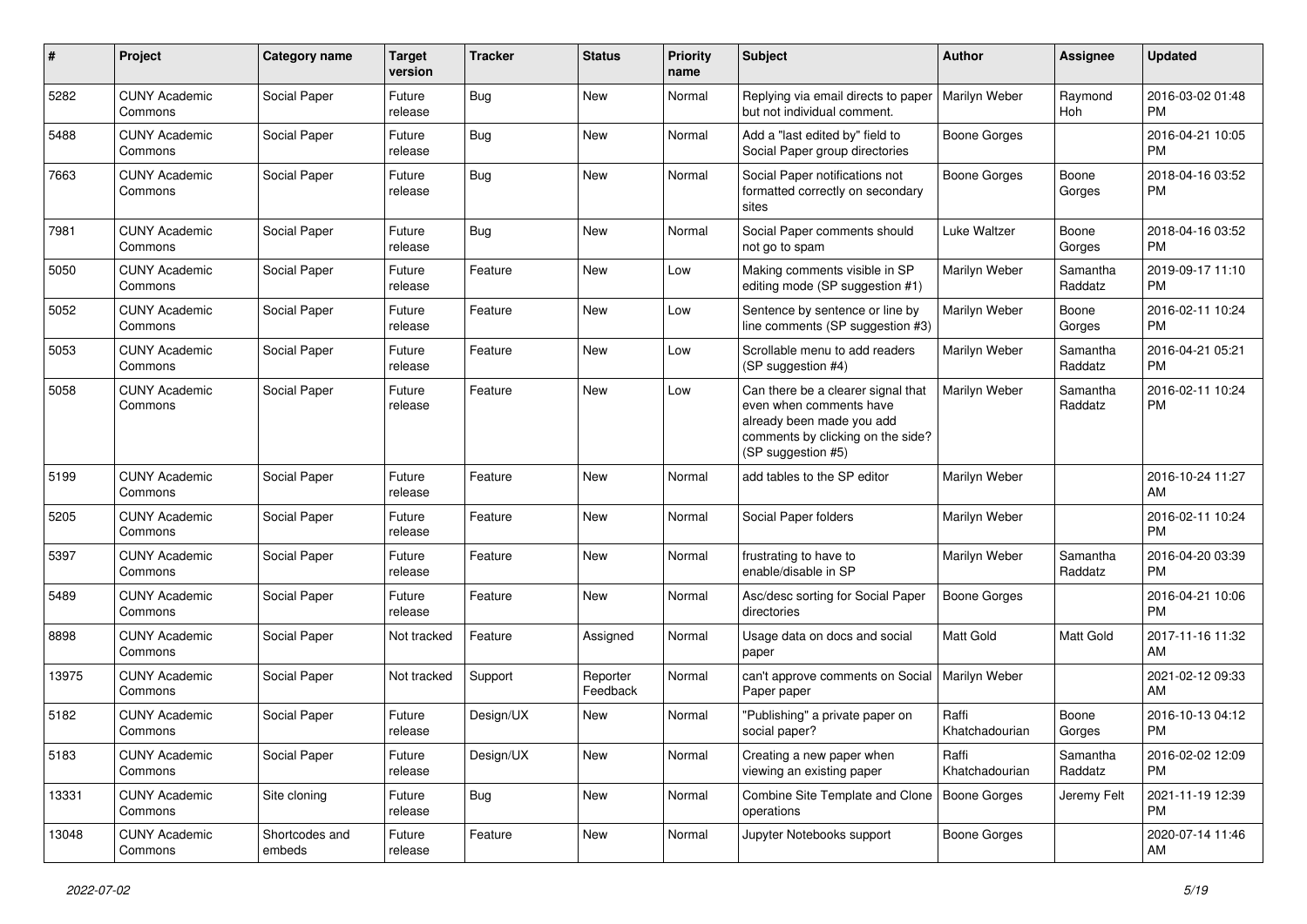| # | Project | Category name | Target version | Tracker | Status | Priority name | Subject | Author | Assignee | Updated |
|---|---|---|---|---|---|---|---|---|---|---|
| 5282 | CUNY Academic Commons | Social Paper | Future release | Bug | New | Normal | Replying via email directs to paper but not individual comment. | Marilyn Weber | Raymond Hoh | 2016-03-02 01:48 PM |
| 5488 | CUNY Academic Commons | Social Paper | Future release | Bug | New | Normal | Add a "last edited by" field to Social Paper group directories | Boone Gorges | | 2016-04-21 10:05 PM |
| 7663 | CUNY Academic Commons | Social Paper | Future release | Bug | New | Normal | Social Paper notifications not formatted correctly on secondary sites | Boone Gorges | Boone Gorges | 2018-04-16 03:52 PM |
| 7981 | CUNY Academic Commons | Social Paper | Future release | Bug | New | Normal | Social Paper comments should not go to spam | Luke Waltzer | Boone Gorges | 2018-04-16 03:52 PM |
| 5050 | CUNY Academic Commons | Social Paper | Future release | Feature | New | Low | Making comments visible in SP editing mode (SP suggestion #1) | Marilyn Weber | Samantha Raddatz | 2019-09-17 11:10 PM |
| 5052 | CUNY Academic Commons | Social Paper | Future release | Feature | New | Low | Sentence by sentence or line by line comments (SP suggestion #3) | Marilyn Weber | Boone Gorges | 2016-02-11 10:24 PM |
| 5053 | CUNY Academic Commons | Social Paper | Future release | Feature | New | Low | Scrollable menu to add readers (SP suggestion #4) | Marilyn Weber | Samantha Raddatz | 2016-04-21 05:21 PM |
| 5058 | CUNY Academic Commons | Social Paper | Future release | Feature | New | Low | Can there be a clearer signal that even when comments have already been made you add comments by clicking on the side? (SP suggestion #5) | Marilyn Weber | Samantha Raddatz | 2016-02-11 10:24 PM |
| 5199 | CUNY Academic Commons | Social Paper | Future release | Feature | New | Normal | add tables to the SP editor | Marilyn Weber | | 2016-10-24 11:27 AM |
| 5205 | CUNY Academic Commons | Social Paper | Future release | Feature | New | Normal | Social Paper folders | Marilyn Weber | | 2016-02-11 10:24 PM |
| 5397 | CUNY Academic Commons | Social Paper | Future release | Feature | New | Normal | frustrating to have to enable/disable in SP | Marilyn Weber | Samantha Raddatz | 2016-04-20 03:39 PM |
| 5489 | CUNY Academic Commons | Social Paper | Future release | Feature | New | Normal | Asc/desc sorting for Social Paper directories | Boone Gorges | | 2016-04-21 10:06 PM |
| 8898 | CUNY Academic Commons | Social Paper | Not tracked | Feature | Assigned | Normal | Usage data on docs and social paper | Matt Gold | Matt Gold | 2017-11-16 11:32 AM |
| 13975 | CUNY Academic Commons | Social Paper | Not tracked | Support | Reporter Feedback | Normal | can't approve comments on Social Paper paper | Marilyn Weber | | 2021-02-12 09:33 AM |
| 5182 | CUNY Academic Commons | Social Paper | Future release | Design/UX | New | Normal | "Publishing" a private paper on social paper? | Raffi Khatchadourian | Boone Gorges | 2016-10-13 04:12 PM |
| 5183 | CUNY Academic Commons | Social Paper | Future release | Design/UX | New | Normal | Creating a new paper when viewing an existing paper | Raffi Khatchadourian | Samantha Raddatz | 2016-02-02 12:09 PM |
| 13331 | CUNY Academic Commons | Site cloning | Future release | Bug | New | Normal | Combine Site Template and Clone operations | Boone Gorges | Jeremy Felt | 2021-11-19 12:39 PM |
| 13048 | CUNY Academic Commons | Shortcodes and embeds | Future release | Feature | New | Normal | Jupyter Notebooks support | Boone Gorges | | 2020-07-14 11:46 AM |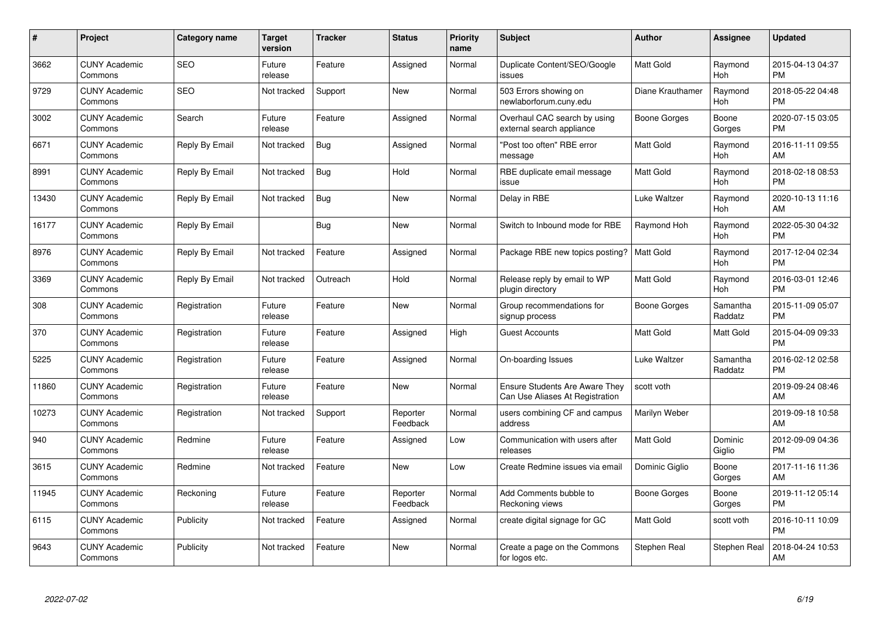| # | Project | Category name | Target version | Tracker | Status | Priority name | Subject | Author | Assignee | Updated |
|---|---|---|---|---|---|---|---|---|---|---|
| 3662 | CUNY Academic Commons | SEO | Future release | Feature | Assigned | Normal | Duplicate Content/SEO/Google issues | Matt Gold | Raymond Hoh | 2015-04-13 04:37 PM |
| 9729 | CUNY Academic Commons | SEO | Not tracked | Support | New | Normal | 503 Errors showing on newlaborforum.cuny.edu | Diane Krauthamer | Raymond Hoh | 2018-05-22 04:48 PM |
| 3002 | CUNY Academic Commons | Search | Future release | Feature | Assigned | Normal | Overhaul CAC search by using external search appliance | Boone Gorges | Boone Gorges | 2020-07-15 03:05 PM |
| 6671 | CUNY Academic Commons | Reply By Email | Not tracked | Bug | Assigned | Normal | "Post too often" RBE error message | Matt Gold | Raymond Hoh | 2016-11-11 09:55 AM |
| 8991 | CUNY Academic Commons | Reply By Email | Not tracked | Bug | Hold | Normal | RBE duplicate email message issue | Matt Gold | Raymond Hoh | 2018-02-18 08:53 PM |
| 13430 | CUNY Academic Commons | Reply By Email | Not tracked | Bug | New | Normal | Delay in RBE | Luke Waltzer | Raymond Hoh | 2020-10-13 11:16 AM |
| 16177 | CUNY Academic Commons | Reply By Email | | Bug | New | Normal | Switch to Inbound mode for RBE | Raymond Hoh | Raymond Hoh | 2022-05-30 04:32 PM |
| 8976 | CUNY Academic Commons | Reply By Email | Not tracked | Feature | Assigned | Normal | Package RBE new topics posting? | Matt Gold | Raymond Hoh | 2017-12-04 02:34 PM |
| 3369 | CUNY Academic Commons | Reply By Email | Not tracked | Outreach | Hold | Normal | Release reply by email to WP plugin directory | Matt Gold | Raymond Hoh | 2016-03-01 12:46 PM |
| 308 | CUNY Academic Commons | Registration | Future release | Feature | New | Normal | Group recommendations for signup process | Boone Gorges | Samantha Raddatz | 2015-11-09 05:07 PM |
| 370 | CUNY Academic Commons | Registration | Future release | Feature | Assigned | High | Guest Accounts | Matt Gold | Matt Gold | 2015-04-09 09:33 PM |
| 5225 | CUNY Academic Commons | Registration | Future release | Feature | Assigned | Normal | On-boarding Issues | Luke Waltzer | Samantha Raddatz | 2016-02-12 02:58 PM |
| 11860 | CUNY Academic Commons | Registration | Future release | Feature | New | Normal | Ensure Students Are Aware They Can Use Aliases At Registration | scott voth | | 2019-09-24 08:46 AM |
| 10273 | CUNY Academic Commons | Registration | Not tracked | Support | Reporter Feedback | Normal | users combining CF and campus address | Marilyn Weber | | 2019-09-18 10:58 AM |
| 940 | CUNY Academic Commons | Redmine | Future release | Feature | Assigned | Low | Communication with users after releases | Matt Gold | Dominic Giglio | 2012-09-09 04:36 PM |
| 3615 | CUNY Academic Commons | Redmine | Not tracked | Feature | New | Low | Create Redmine issues via email | Dominic Giglio | Boone Gorges | 2017-11-16 11:36 AM |
| 11945 | CUNY Academic Commons | Reckoning | Future release | Feature | Reporter Feedback | Normal | Add Comments bubble to Reckoning views | Boone Gorges | Boone Gorges | 2019-11-12 05:14 PM |
| 6115 | CUNY Academic Commons | Publicity | Not tracked | Feature | Assigned | Normal | create digital signage for GC | Matt Gold | scott voth | 2016-10-11 10:09 PM |
| 9643 | CUNY Academic Commons | Publicity | Not tracked | Feature | New | Normal | Create a page on the Commons for logos etc. | Stephen Real | Stephen Real | 2018-04-24 10:53 AM |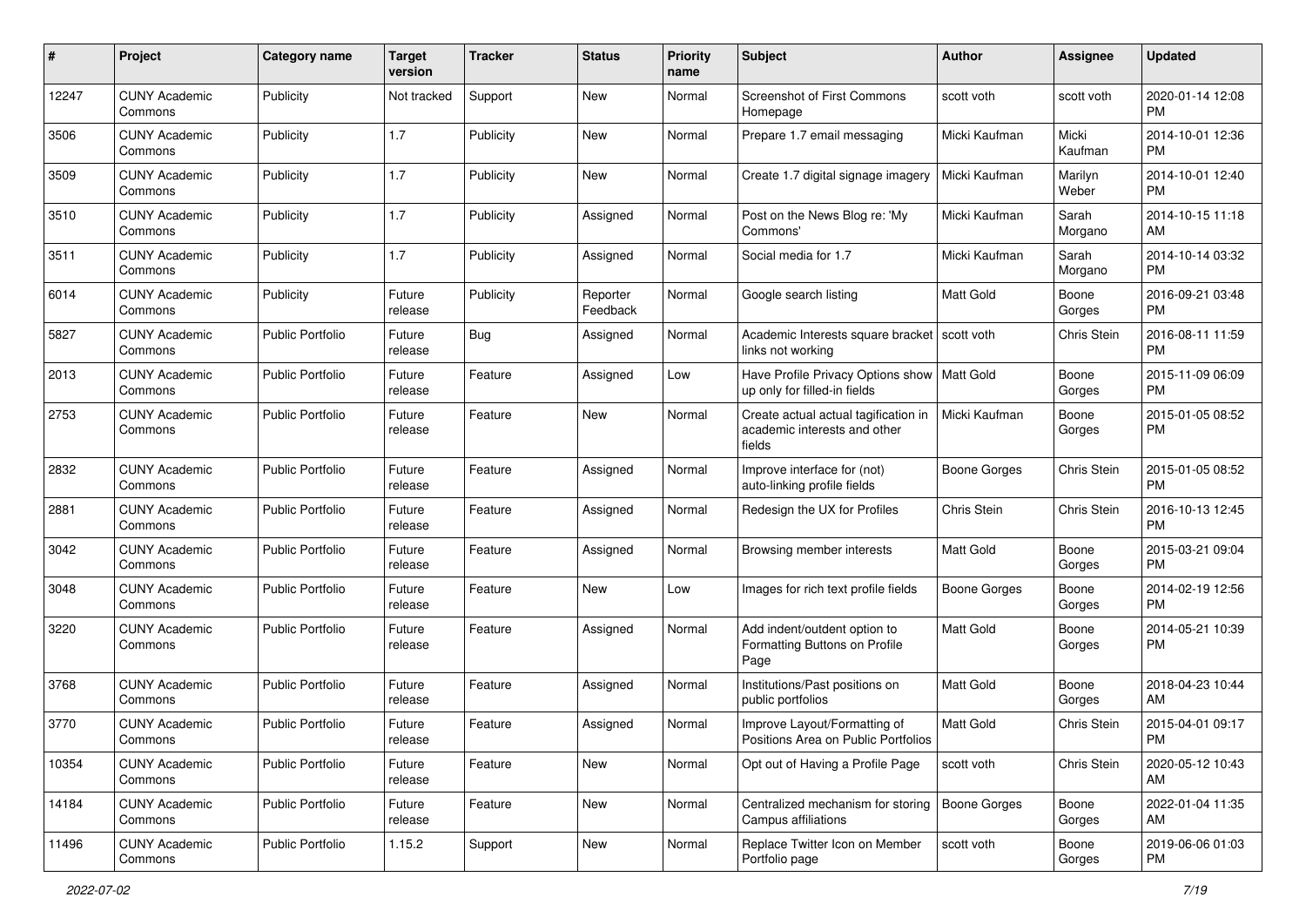| # | Project | Category name | Target version | Tracker | Status | Priority name | Subject | Author | Assignee | Updated |
|---|---|---|---|---|---|---|---|---|---|---|
| 12247 | CUNY Academic Commons | Publicity | Not tracked | Support | New | Normal | Screenshot of First Commons Homepage | scott voth | scott voth | 2020-01-14 12:08 PM |
| 3506 | CUNY Academic Commons | Publicity | 1.7 | Publicity | New | Normal | Prepare 1.7 email messaging | Micki Kaufman | Micki Kaufman | 2014-10-01 12:36 PM |
| 3509 | CUNY Academic Commons | Publicity | 1.7 | Publicity | New | Normal | Create 1.7 digital signage imagery | Micki Kaufman | Marilyn Weber | 2014-10-01 12:40 PM |
| 3510 | CUNY Academic Commons | Publicity | 1.7 | Publicity | Assigned | Normal | Post on the News Blog re: 'My Commons' | Micki Kaufman | Sarah Morgano | 2014-10-15 11:18 AM |
| 3511 | CUNY Academic Commons | Publicity | 1.7 | Publicity | Assigned | Normal | Social media for 1.7 | Micki Kaufman | Sarah Morgano | 2014-10-14 03:32 PM |
| 6014 | CUNY Academic Commons | Publicity | Future release | Publicity | Reporter Feedback | Normal | Google search listing | Matt Gold | Boone Gorges | 2016-09-21 03:48 PM |
| 5827 | CUNY Academic Commons | Public Portfolio | Future release | Bug | Assigned | Normal | Academic Interests square bracket links not working | scott voth | Chris Stein | 2016-08-11 11:59 PM |
| 2013 | CUNY Academic Commons | Public Portfolio | Future release | Feature | Assigned | Low | Have Profile Privacy Options show up only for filled-in fields | Matt Gold | Boone Gorges | 2015-11-09 06:09 PM |
| 2753 | CUNY Academic Commons | Public Portfolio | Future release | Feature | New | Normal | Create actual actual tagification in academic interests and other fields | Micki Kaufman | Boone Gorges | 2015-01-05 08:52 PM |
| 2832 | CUNY Academic Commons | Public Portfolio | Future release | Feature | Assigned | Normal | Improve interface for (not) auto-linking profile fields | Boone Gorges | Chris Stein | 2015-01-05 08:52 PM |
| 2881 | CUNY Academic Commons | Public Portfolio | Future release | Feature | Assigned | Normal | Redesign the UX for Profiles | Chris Stein | Chris Stein | 2016-10-13 12:45 PM |
| 3042 | CUNY Academic Commons | Public Portfolio | Future release | Feature | Assigned | Normal | Browsing member interests | Matt Gold | Boone Gorges | 2015-03-21 09:04 PM |
| 3048 | CUNY Academic Commons | Public Portfolio | Future release | Feature | New | Low | Images for rich text profile fields | Boone Gorges | Boone Gorges | 2014-02-19 12:56 PM |
| 3220 | CUNY Academic Commons | Public Portfolio | Future release | Feature | Assigned | Normal | Add indent/outdent option to Formatting Buttons on Profile Page | Matt Gold | Boone Gorges | 2014-05-21 10:39 PM |
| 3768 | CUNY Academic Commons | Public Portfolio | Future release | Feature | Assigned | Normal | Institutions/Past positions on public portfolios | Matt Gold | Boone Gorges | 2018-04-23 10:44 AM |
| 3770 | CUNY Academic Commons | Public Portfolio | Future release | Feature | Assigned | Normal | Improve Layout/Formatting of Positions Area on Public Portfolios | Matt Gold | Chris Stein | 2015-04-01 09:17 PM |
| 10354 | CUNY Academic Commons | Public Portfolio | Future release | Feature | New | Normal | Opt out of Having a Profile Page | scott voth | Chris Stein | 2020-05-12 10:43 AM |
| 14184 | CUNY Academic Commons | Public Portfolio | Future release | Feature | New | Normal | Centralized mechanism for storing Campus affiliations | Boone Gorges | Boone Gorges | 2022-01-04 11:35 AM |
| 11496 | CUNY Academic Commons | Public Portfolio | 1.15.2 | Support | New | Normal | Replace Twitter Icon on Member Portfolio page | scott voth | Boone Gorges | 2019-06-06 01:03 PM |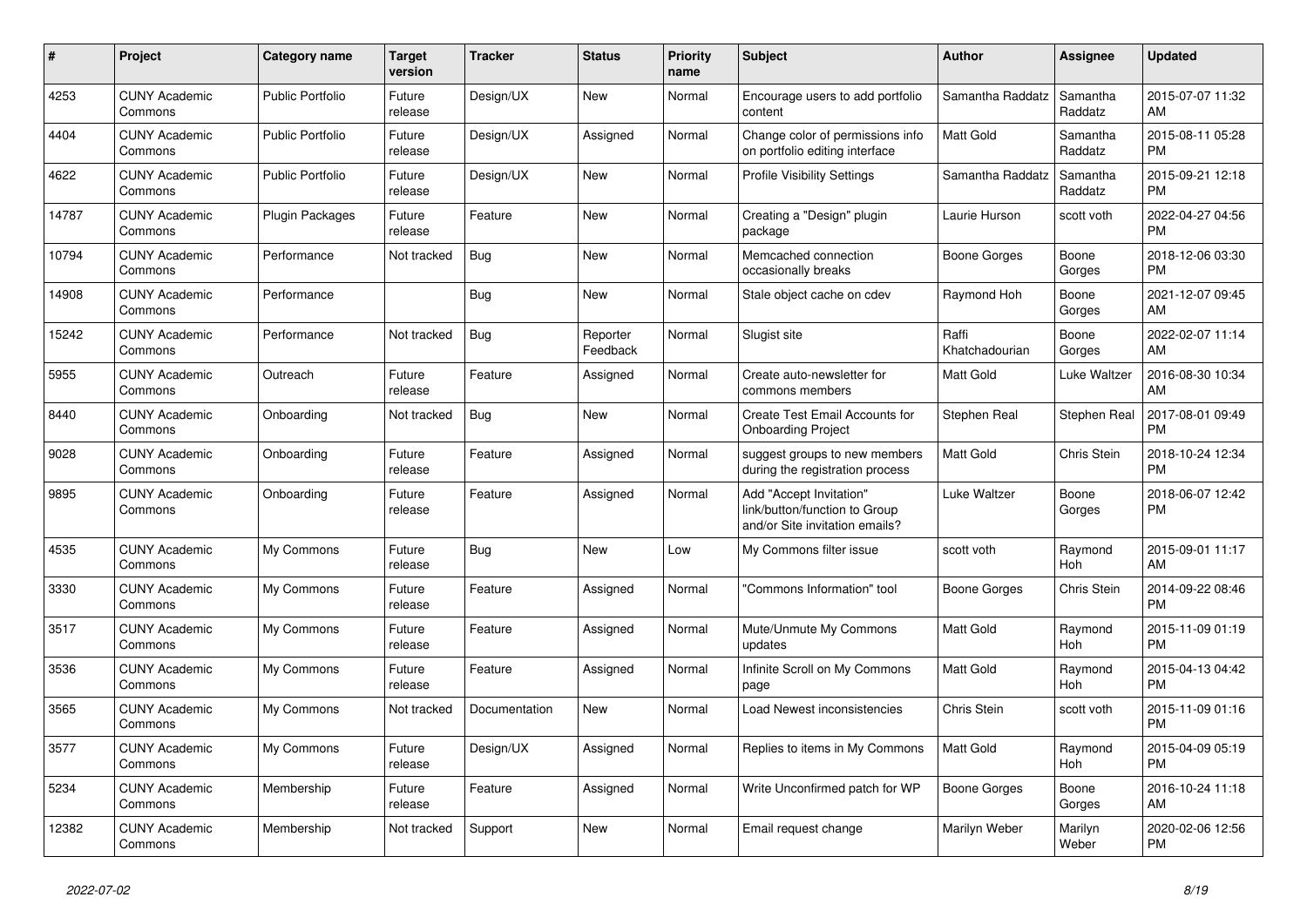| # | Project | Category name | Target version | Tracker | Status | Priority name | Subject | Author | Assignee | Updated |
|---|---|---|---|---|---|---|---|---|---|---|
| 4253 | CUNY Academic Commons | Public Portfolio | Future release | Design/UX | New | Normal | Encourage users to add portfolio content | Samantha Raddatz | Samantha Raddatz | 2015-07-07 11:32 AM |
| 4404 | CUNY Academic Commons | Public Portfolio | Future release | Design/UX | Assigned | Normal | Change color of permissions info on portfolio editing interface | Matt Gold | Samantha Raddatz | 2015-08-11 05:28 PM |
| 4622 | CUNY Academic Commons | Public Portfolio | Future release | Design/UX | New | Normal | Profile Visibility Settings | Samantha Raddatz | Samantha Raddatz | 2015-09-21 12:18 PM |
| 14787 | CUNY Academic Commons | Plugin Packages | Future release | Feature | New | Normal | Creating a "Design" plugin package | Laurie Hurson | scott voth | 2022-04-27 04:56 PM |
| 10794 | CUNY Academic Commons | Performance | Not tracked | Bug | New | Normal | Memcached connection occasionally breaks | Boone Gorges | Boone Gorges | 2018-12-06 03:30 PM |
| 14908 | CUNY Academic Commons | Performance | | Bug | New | Normal | Stale object cache on cdev | Raymond Hoh | Boone Gorges | 2021-12-07 09:45 AM |
| 15242 | CUNY Academic Commons | Performance | Not tracked | Bug | Reporter Feedback | Normal | Slugist site | Raffi Khatchadourian | Boone Gorges | 2022-02-07 11:14 AM |
| 5955 | CUNY Academic Commons | Outreach | Future release | Feature | Assigned | Normal | Create auto-newsletter for commons members | Matt Gold | Luke Waltzer | 2016-08-30 10:34 AM |
| 8440 | CUNY Academic Commons | Onboarding | Not tracked | Bug | New | Normal | Create Test Email Accounts for Onboarding Project | Stephen Real | Stephen Real | 2017-08-01 09:49 PM |
| 9028 | CUNY Academic Commons | Onboarding | Future release | Feature | Assigned | Normal | suggest groups to new members during the registration process | Matt Gold | Chris Stein | 2018-10-24 12:34 PM |
| 9895 | CUNY Academic Commons | Onboarding | Future release | Feature | Assigned | Normal | Add "Accept Invitation" link/button/function to Group and/or Site invitation emails? | Luke Waltzer | Boone Gorges | 2018-06-07 12:42 PM |
| 4535 | CUNY Academic Commons | My Commons | Future release | Bug | New | Low | My Commons filter issue | scott voth | Raymond Hoh | 2015-09-01 11:17 AM |
| 3330 | CUNY Academic Commons | My Commons | Future release | Feature | Assigned | Normal | "Commons Information" tool | Boone Gorges | Chris Stein | 2014-09-22 08:46 PM |
| 3517 | CUNY Academic Commons | My Commons | Future release | Feature | Assigned | Normal | Mute/Unmute My Commons updates | Matt Gold | Raymond Hoh | 2015-11-09 01:19 PM |
| 3536 | CUNY Academic Commons | My Commons | Future release | Feature | Assigned | Normal | Infinite Scroll on My Commons page | Matt Gold | Raymond Hoh | 2015-04-13 04:42 PM |
| 3565 | CUNY Academic Commons | My Commons | Not tracked | Documentation | New | Normal | Load Newest inconsistencies | Chris Stein | scott voth | 2015-11-09 01:16 PM |
| 3577 | CUNY Academic Commons | My Commons | Future release | Design/UX | Assigned | Normal | Replies to items in My Commons | Matt Gold | Raymond Hoh | 2015-04-09 05:19 PM |
| 5234 | CUNY Academic Commons | Membership | Future release | Feature | Assigned | Normal | Write Unconfirmed patch for WP | Boone Gorges | Boone Gorges | 2016-10-24 11:18 AM |
| 12382 | CUNY Academic Commons | Membership | Not tracked | Support | New | Normal | Email request change | Marilyn Weber | Marilyn Weber | 2020-02-06 12:56 PM |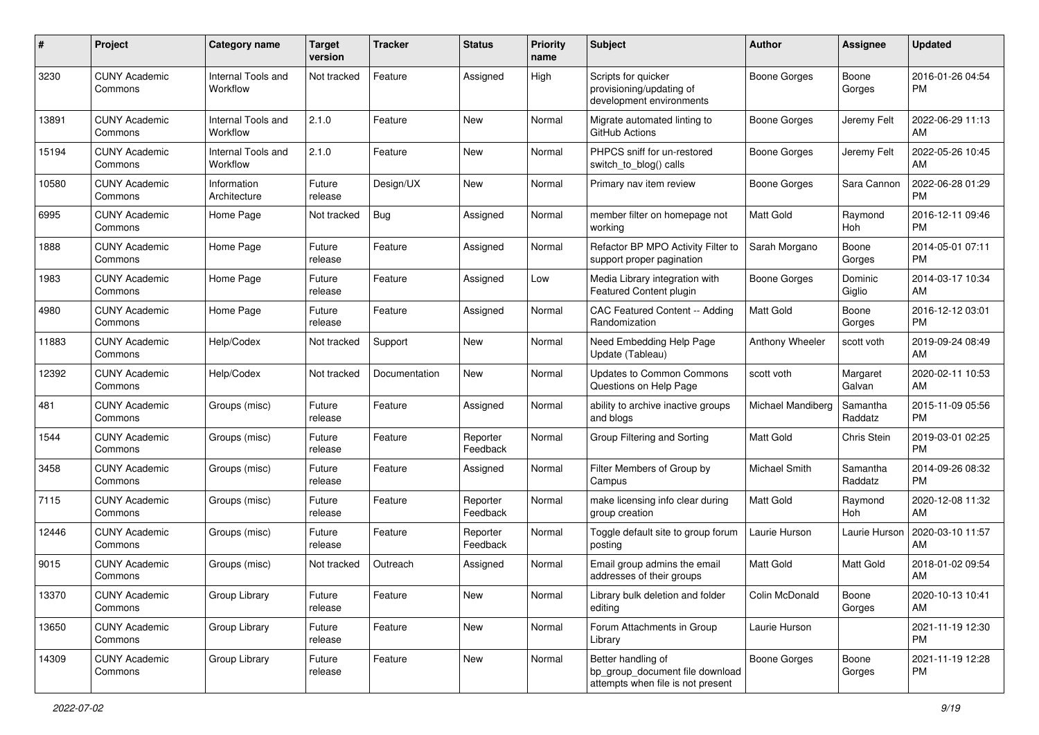| # | Project | Category name | Target version | Tracker | Status | Priority name | Subject | Author | Assignee | Updated |
|---|---|---|---|---|---|---|---|---|---|---|
| 3230 | CUNY Academic Commons | Internal Tools and Workflow | Not tracked | Feature | Assigned | High | Scripts for quicker provisioning/updating of development environments | Boone Gorges | Boone Gorges | 2016-01-26 04:54 PM |
| 13891 | CUNY Academic Commons | Internal Tools and Workflow | 2.1.0 | Feature | New | Normal | Migrate automated linting to GitHub Actions | Boone Gorges | Jeremy Felt | 2022-06-29 11:13 AM |
| 15194 | CUNY Academic Commons | Internal Tools and Workflow | 2.1.0 | Feature | New | Normal | PHPCS sniff for un-restored switch_to_blog() calls | Boone Gorges | Jeremy Felt | 2022-05-26 10:45 AM |
| 10580 | CUNY Academic Commons | Information Architecture | Future release | Design/UX | New | Normal | Primary nav item review | Boone Gorges | Sara Cannon | 2022-06-28 01:29 PM |
| 6995 | CUNY Academic Commons | Home Page | Not tracked | Bug | Assigned | Normal | member filter on homepage not working | Matt Gold | Raymond Hoh | 2016-12-11 09:46 PM |
| 1888 | CUNY Academic Commons | Home Page | Future release | Feature | Assigned | Normal | Refactor BP MPO Activity Filter to support proper pagination | Sarah Morgano | Boone Gorges | 2014-05-01 07:11 PM |
| 1983 | CUNY Academic Commons | Home Page | Future release | Feature | Assigned | Low | Media Library integration with Featured Content plugin | Boone Gorges | Dominic Giglio | 2014-03-17 10:34 AM |
| 4980 | CUNY Academic Commons | Home Page | Future release | Feature | Assigned | Normal | CAC Featured Content -- Adding Randomization | Matt Gold | Boone Gorges | 2016-12-12 03:01 PM |
| 11883 | CUNY Academic Commons | Help/Codex | Not tracked | Support | New | Normal | Need Embedding Help Page Update (Tableau) | Anthony Wheeler | scott voth | 2019-09-24 08:49 AM |
| 12392 | CUNY Academic Commons | Help/Codex | Not tracked | Documentation | New | Normal | Updates to Common Commons Questions on Help Page | scott voth | Margaret Galvan | 2020-02-11 10:53 AM |
| 481 | CUNY Academic Commons | Groups (misc) | Future release | Feature | Assigned | Normal | ability to archive inactive groups and blogs | Michael Mandiberg | Samantha Raddatz | 2015-11-09 05:56 PM |
| 1544 | CUNY Academic Commons | Groups (misc) | Future release | Feature | Reporter Feedback | Normal | Group Filtering and Sorting | Matt Gold | Chris Stein | 2019-03-01 02:25 PM |
| 3458 | CUNY Academic Commons | Groups (misc) | Future release | Feature | Assigned | Normal | Filter Members of Group by Campus | Michael Smith | Samantha Raddatz | 2014-09-26 08:32 PM |
| 7115 | CUNY Academic Commons | Groups (misc) | Future release | Feature | Reporter Feedback | Normal | make licensing info clear during group creation | Matt Gold | Raymond Hoh | 2020-12-08 11:32 AM |
| 12446 | CUNY Academic Commons | Groups (misc) | Future release | Feature | Reporter Feedback | Normal | Toggle default site to group forum posting | Laurie Hurson | Laurie Hurson | 2020-03-10 11:57 AM |
| 9015 | CUNY Academic Commons | Groups (misc) | Not tracked | Outreach | Assigned | Normal | Email group admins the email addresses of their groups | Matt Gold | Matt Gold | 2018-01-02 09:54 AM |
| 13370 | CUNY Academic Commons | Group Library | Future release | Feature | New | Normal | Library bulk deletion and folder editing | Colin McDonald | Boone Gorges | 2020-10-13 10:41 AM |
| 13650 | CUNY Academic Commons | Group Library | Future release | Feature | New | Normal | Forum Attachments in Group Library | Laurie Hurson | | 2021-11-19 12:30 PM |
| 14309 | CUNY Academic Commons | Group Library | Future release | Feature | New | Normal | Better handling of bp_group_document file download attempts when file is not present | Boone Gorges | Boone Gorges | 2021-11-19 12:28 PM |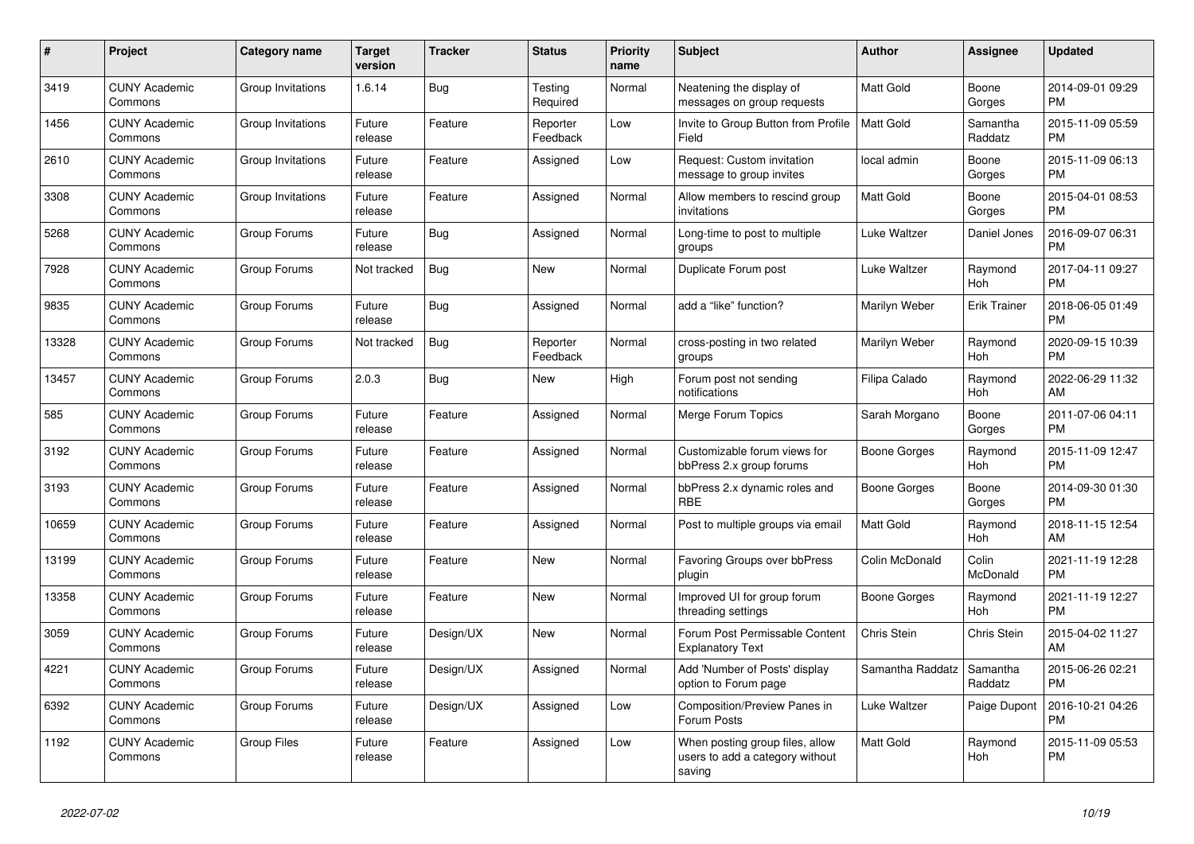| # | Project | Category name | Target version | Tracker | Status | Priority name | Subject | Author | Assignee | Updated |
|---|---|---|---|---|---|---|---|---|---|---|
| 3419 | CUNY Academic Commons | Group Invitations | 1.6.14 | Bug | Testing Required | Normal | Neatening the display of messages on group requests | Matt Gold | Boone Gorges | 2014-09-01 09:29 PM |
| 1456 | CUNY Academic Commons | Group Invitations | Future release | Feature | Reporter Feedback | Low | Invite to Group Button from Profile Field | Matt Gold | Samantha Raddatz | 2015-11-09 05:59 PM |
| 2610 | CUNY Academic Commons | Group Invitations | Future release | Feature | Assigned | Low | Request: Custom invitation message to group invites | local admin | Boone Gorges | 2015-11-09 06:13 PM |
| 3308 | CUNY Academic Commons | Group Invitations | Future release | Feature | Assigned | Normal | Allow members to rescind group invitations | Matt Gold | Boone Gorges | 2015-04-01 08:53 PM |
| 5268 | CUNY Academic Commons | Group Forums | Future release | Bug | Assigned | Normal | Long-time to post to multiple groups | Luke Waltzer | Daniel Jones | 2016-09-07 06:31 PM |
| 7928 | CUNY Academic Commons | Group Forums | Not tracked | Bug | New | Normal | Duplicate Forum post | Luke Waltzer | Raymond Hoh | 2017-04-11 09:27 PM |
| 9835 | CUNY Academic Commons | Group Forums | Future release | Bug | Assigned | Normal | add a "like" function? | Marilyn Weber | Erik Trainer | 2018-06-05 01:49 PM |
| 13328 | CUNY Academic Commons | Group Forums | Not tracked | Bug | Reporter Feedback | Normal | cross-posting in two related groups | Marilyn Weber | Raymond Hoh | 2020-09-15 10:39 PM |
| 13457 | CUNY Academic Commons | Group Forums | 2.0.3 | Bug | New | High | Forum post not sending notifications | Filipa Calado | Raymond Hoh | 2022-06-29 11:32 AM |
| 585 | CUNY Academic Commons | Group Forums | Future release | Feature | Assigned | Normal | Merge Forum Topics | Sarah Morgano | Boone Gorges | 2011-07-06 04:11 PM |
| 3192 | CUNY Academic Commons | Group Forums | Future release | Feature | Assigned | Normal | Customizable forum views for bbPress 2.x group forums | Boone Gorges | Raymond Hoh | 2015-11-09 12:47 PM |
| 3193 | CUNY Academic Commons | Group Forums | Future release | Feature | Assigned | Normal | bbPress 2.x dynamic roles and RBE | Boone Gorges | Boone Gorges | 2014-09-30 01:30 PM |
| 10659 | CUNY Academic Commons | Group Forums | Future release | Feature | Assigned | Normal | Post to multiple groups via email | Matt Gold | Raymond Hoh | 2018-11-15 12:54 AM |
| 13199 | CUNY Academic Commons | Group Forums | Future release | Feature | New | Normal | Favoring Groups over bbPress plugin | Colin McDonald | Colin McDonald | 2021-11-19 12:28 PM |
| 13358 | CUNY Academic Commons | Group Forums | Future release | Feature | New | Normal | Improved UI for group forum threading settings | Boone Gorges | Raymond Hoh | 2021-11-19 12:27 PM |
| 3059 | CUNY Academic Commons | Group Forums | Future release | Design/UX | New | Normal | Forum Post Permissable Content Explanatory Text | Chris Stein | Chris Stein | 2015-04-02 11:27 AM |
| 4221 | CUNY Academic Commons | Group Forums | Future release | Design/UX | Assigned | Normal | Add 'Number of Posts' display option to Forum page | Samantha Raddatz | Samantha Raddatz | 2015-06-26 02:21 PM |
| 6392 | CUNY Academic Commons | Group Forums | Future release | Design/UX | Assigned | Low | Composition/Preview Panes in Forum Posts | Luke Waltzer | Paige Dupont | 2016-10-21 04:26 PM |
| 1192 | CUNY Academic Commons | Group Files | Future release | Feature | Assigned | Low | When posting group files, allow users to add a category without saving | Matt Gold | Raymond Hoh | 2015-11-09 05:53 PM |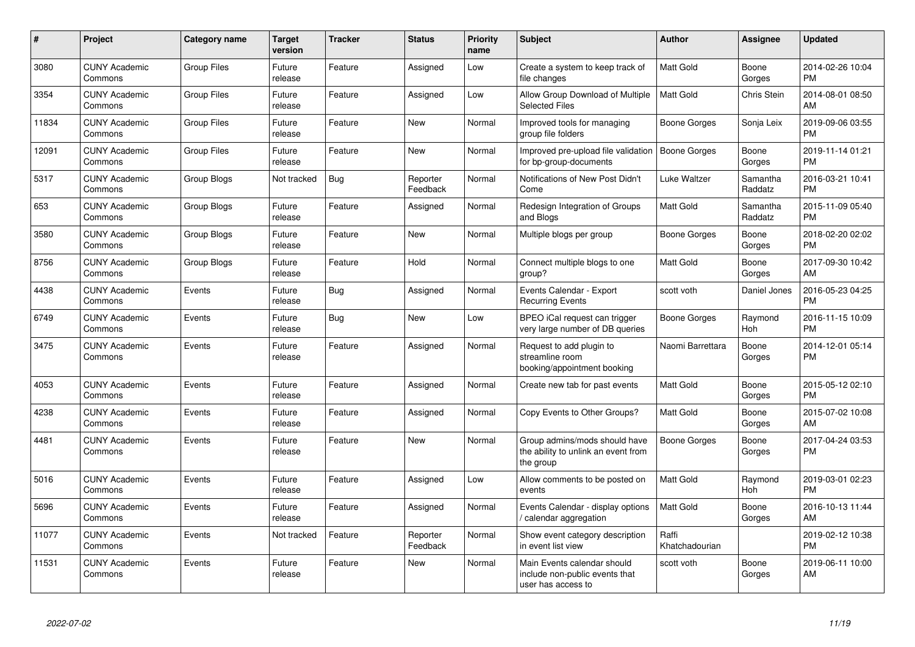| # | Project | Category name | Target version | Tracker | Status | Priority name | Subject | Author | Assignee | Updated |
|---|---|---|---|---|---|---|---|---|---|---|
| 3080 | CUNY Academic Commons | Group Files | Future release | Feature | Assigned | Low | Create a system to keep track of file changes | Matt Gold | Boone Gorges | 2014-02-26 10:04 PM |
| 3354 | CUNY Academic Commons | Group Files | Future release | Feature | Assigned | Low | Allow Group Download of Multiple Selected Files | Matt Gold | Chris Stein | 2014-08-01 08:50 AM |
| 11834 | CUNY Academic Commons | Group Files | Future release | Feature | New | Normal | Improved tools for managing group file folders | Boone Gorges | Sonja Leix | 2019-09-06 03:55 PM |
| 12091 | CUNY Academic Commons | Group Files | Future release | Feature | New | Normal | Improved pre-upload file validation for bp-group-documents | Boone Gorges | Boone Gorges | 2019-11-14 01:21 PM |
| 5317 | CUNY Academic Commons | Group Blogs | Not tracked | Bug | Reporter Feedback | Normal | Notifications of New Post Didn't Come | Luke Waltzer | Samantha Raddatz | 2016-03-21 10:41 PM |
| 653 | CUNY Academic Commons | Group Blogs | Future release | Feature | Assigned | Normal | Redesign Integration of Groups and Blogs | Matt Gold | Samantha Raddatz | 2015-11-09 05:40 PM |
| 3580 | CUNY Academic Commons | Group Blogs | Future release | Feature | New | Normal | Multiple blogs per group | Boone Gorges | Boone Gorges | 2018-02-20 02:02 PM |
| 8756 | CUNY Academic Commons | Group Blogs | Future release | Feature | Hold | Normal | Connect multiple blogs to one group? | Matt Gold | Boone Gorges | 2017-09-30 10:42 AM |
| 4438 | CUNY Academic Commons | Events | Future release | Bug | Assigned | Normal | Events Calendar - Export Recurring Events | scott voth | Daniel Jones | 2016-05-23 04:25 PM |
| 6749 | CUNY Academic Commons | Events | Future release | Bug | New | Low | BPEO iCal request can trigger very large number of DB queries | Boone Gorges | Raymond Hoh | 2016-11-15 10:09 PM |
| 3475 | CUNY Academic Commons | Events | Future release | Feature | Assigned | Normal | Request to add plugin to streamline room booking/appointment booking | Naomi Barrettara | Boone Gorges | 2014-12-01 05:14 PM |
| 4053 | CUNY Academic Commons | Events | Future release | Feature | Assigned | Normal | Create new tab for past events | Matt Gold | Boone Gorges | 2015-05-12 02:10 PM |
| 4238 | CUNY Academic Commons | Events | Future release | Feature | Assigned | Normal | Copy Events to Other Groups? | Matt Gold | Boone Gorges | 2015-07-02 10:08 AM |
| 4481 | CUNY Academic Commons | Events | Future release | Feature | New | Normal | Group admins/mods should have the ability to unlink an event from the group | Boone Gorges | Boone Gorges | 2017-04-24 03:53 PM |
| 5016 | CUNY Academic Commons | Events | Future release | Feature | Assigned | Low | Allow comments to be posted on events | Matt Gold | Raymond Hoh | 2019-03-01 02:23 PM |
| 5696 | CUNY Academic Commons | Events | Future release | Feature | Assigned | Normal | Events Calendar - display options / calendar aggregation | Matt Gold | Boone Gorges | 2016-10-13 11:44 AM |
| 11077 | CUNY Academic Commons | Events | Not tracked | Feature | Reporter Feedback | Normal | Show event category description in event list view | Raffi Khatchadourian | | 2019-02-12 10:38 PM |
| 11531 | CUNY Academic Commons | Events | Future release | Feature | New | Normal | Main Events calendar should include non-public events that user has access to | scott voth | Boone Gorges | 2019-06-11 10:00 AM |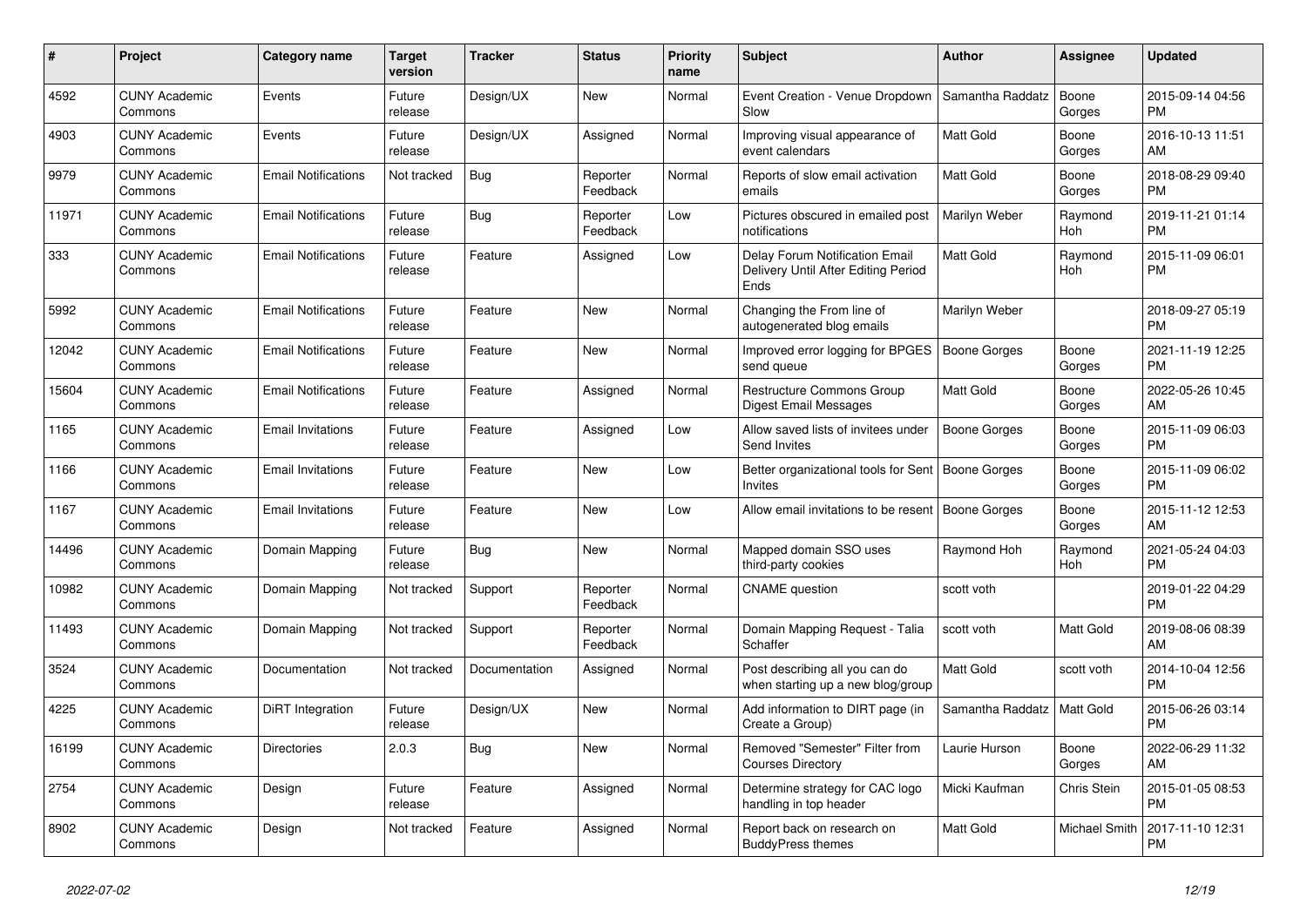| # | Project | Category name | Target version | Tracker | Status | Priority name | Subject | Author | Assignee | Updated |
|---|---|---|---|---|---|---|---|---|---|---|
| 4592 | CUNY Academic Commons | Events | Future release | Design/UX | New | Normal | Event Creation - Venue Dropdown Slow | Samantha Raddatz | Boone Gorges | 2015-09-14 04:56 PM |
| 4903 | CUNY Academic Commons | Events | Future release | Design/UX | Assigned | Normal | Improving visual appearance of event calendars | Matt Gold | Boone Gorges | 2016-10-13 11:51 AM |
| 9979 | CUNY Academic Commons | Email Notifications | Not tracked | Bug | Reporter Feedback | Normal | Reports of slow email activation emails | Matt Gold | Boone Gorges | 2018-08-29 09:40 PM |
| 11971 | CUNY Academic Commons | Email Notifications | Future release | Bug | Reporter Feedback | Low | Pictures obscured in emailed post notifications | Marilyn Weber | Raymond Hoh | 2019-11-21 01:14 PM |
| 333 | CUNY Academic Commons | Email Notifications | Future release | Feature | Assigned | Low | Delay Forum Notification Email Delivery Until After Editing Period Ends | Matt Gold | Raymond Hoh | 2015-11-09 06:01 PM |
| 5992 | CUNY Academic Commons | Email Notifications | Future release | Feature | New | Normal | Changing the From line of autogenerated blog emails | Marilyn Weber | | 2018-09-27 05:19 PM |
| 12042 | CUNY Academic Commons | Email Notifications | Future release | Feature | New | Normal | Improved error logging for BPGES send queue | Boone Gorges | Boone Gorges | 2021-11-19 12:25 PM |
| 15604 | CUNY Academic Commons | Email Notifications | Future release | Feature | Assigned | Normal | Restructure Commons Group Digest Email Messages | Matt Gold | Boone Gorges | 2022-05-26 10:45 AM |
| 1165 | CUNY Academic Commons | Email Invitations | Future release | Feature | Assigned | Low | Allow saved lists of invitees under Send Invites | Boone Gorges | Boone Gorges | 2015-11-09 06:03 PM |
| 1166 | CUNY Academic Commons | Email Invitations | Future release | Feature | New | Low | Better organizational tools for Sent Invites | Boone Gorges | Boone Gorges | 2015-11-09 06:02 PM |
| 1167 | CUNY Academic Commons | Email Invitations | Future release | Feature | New | Low | Allow email invitations to be resent | Boone Gorges | Boone Gorges | 2015-11-12 12:53 AM |
| 14496 | CUNY Academic Commons | Domain Mapping | Future release | Bug | New | Normal | Mapped domain SSO uses third-party cookies | Raymond Hoh | Raymond Hoh | 2021-05-24 04:03 PM |
| 10982 | CUNY Academic Commons | Domain Mapping | Not tracked | Support | Reporter Feedback | Normal | CNAME question | scott voth | | 2019-01-22 04:29 PM |
| 11493 | CUNY Academic Commons | Domain Mapping | Not tracked | Support | Reporter Feedback | Normal | Domain Mapping Request - Talia Schaffer | scott voth | Matt Gold | 2019-08-06 08:39 AM |
| 3524 | CUNY Academic Commons | Documentation | Not tracked | Documentation | Assigned | Normal | Post describing all you can do when starting up a new blog/group | Matt Gold | scott voth | 2014-10-04 12:56 PM |
| 4225 | CUNY Academic Commons | DiRT Integration | Future release | Design/UX | New | Normal | Add information to DIRT page (in Create a Group) | Samantha Raddatz | Matt Gold | 2015-06-26 03:14 PM |
| 16199 | CUNY Academic Commons | Directories | 2.0.3 | Bug | New | Normal | Removed "Semester" Filter from Courses Directory | Laurie Hurson | Boone Gorges | 2022-06-29 11:32 AM |
| 2754 | CUNY Academic Commons | Design | Future release | Feature | Assigned | Normal | Determine strategy for CAC logo handling in top header | Micki Kaufman | Chris Stein | 2015-01-05 08:53 PM |
| 8902 | CUNY Academic Commons | Design | Not tracked | Feature | Assigned | Normal | Report back on research on BuddyPress themes | Matt Gold | Michael Smith | 2017-11-10 12:31 PM |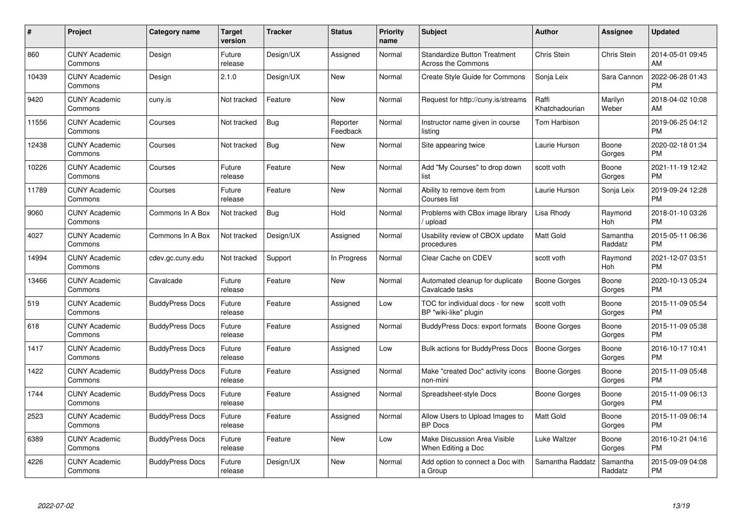| # | Project | Category name | Target version | Tracker | Status | Priority name | Subject | Author | Assignee | Updated |
|---|---|---|---|---|---|---|---|---|---|---|
| 860 | CUNY Academic Commons | Design | Future release | Design/UX | Assigned | Normal | Standardize Button Treatment Across the Commons | Chris Stein | Chris Stein | 2014-05-01 09:45 AM |
| 10439 | CUNY Academic Commons | Design | 2.1.0 | Design/UX | New | Normal | Create Style Guide for Commons | Sonja Leix | Sara Cannon | 2022-06-28 01:43 PM |
| 9420 | CUNY Academic Commons | cuny.is | Not tracked | Feature | New | Normal | Request for http://cuny.is/streams | Raffi Khatchadourian | Marilyn Weber | 2018-04-02 10:08 AM |
| 11556 | CUNY Academic Commons | Courses | Not tracked | Bug | Reporter Feedback | Normal | Instructor name given in course listing | Tom Harbison | | 2019-06-25 04:12 PM |
| 12438 | CUNY Academic Commons | Courses | Not tracked | Bug | New | Normal | Site appearing twice | Laurie Hurson | Boone Gorges | 2020-02-18 01:34 PM |
| 10226 | CUNY Academic Commons | Courses | Future release | Feature | New | Normal | Add "My Courses" to drop down list | scott voth | Boone Gorges | 2021-11-19 12:42 PM |
| 11789 | CUNY Academic Commons | Courses | Future release | Feature | New | Normal | Ability to remove item from Courses list | Laurie Hurson | Sonja Leix | 2019-09-24 12:28 PM |
| 9060 | CUNY Academic Commons | Commons In A Box | Not tracked | Bug | Hold | Normal | Problems with CBox image library / upload | Lisa Rhody | Raymond Hoh | 2018-01-10 03:26 PM |
| 4027 | CUNY Academic Commons | Commons In A Box | Not tracked | Design/UX | Assigned | Normal | Usability review of CBOX update procedures | Matt Gold | Samantha Raddatz | 2015-05-11 06:36 PM |
| 14994 | CUNY Academic Commons | cdev.gc.cuny.edu | Not tracked | Support | In Progress | Normal | Clear Cache on CDEV | scott voth | Raymond Hoh | 2021-12-07 03:51 PM |
| 13466 | CUNY Academic Commons | Cavalcade | Future release | Feature | New | Normal | Automated cleanup for duplicate Cavalcade tasks | Boone Gorges | Boone Gorges | 2020-10-13 05:24 PM |
| 519 | CUNY Academic Commons | BuddyPress Docs | Future release | Feature | Assigned | Low | TOC for individual docs - for new BP "wiki-like" plugin | scott voth | Boone Gorges | 2015-11-09 05:54 PM |
| 618 | CUNY Academic Commons | BuddyPress Docs | Future release | Feature | Assigned | Normal | BuddyPress Docs: export formats | Boone Gorges | Boone Gorges | 2015-11-09 05:38 PM |
| 1417 | CUNY Academic Commons | BuddyPress Docs | Future release | Feature | Assigned | Low | Bulk actions for BuddyPress Docs | Boone Gorges | Boone Gorges | 2016-10-17 10:41 PM |
| 1422 | CUNY Academic Commons | BuddyPress Docs | Future release | Feature | Assigned | Normal | Make "created Doc" activity icons non-mini | Boone Gorges | Boone Gorges | 2015-11-09 05:48 PM |
| 1744 | CUNY Academic Commons | BuddyPress Docs | Future release | Feature | Assigned | Normal | Spreadsheet-style Docs | Boone Gorges | Boone Gorges | 2015-11-09 06:13 PM |
| 2523 | CUNY Academic Commons | BuddyPress Docs | Future release | Feature | Assigned | Normal | Allow Users to Upload Images to BP Docs | Matt Gold | Boone Gorges | 2015-11-09 06:14 PM |
| 6389 | CUNY Academic Commons | BuddyPress Docs | Future release | Feature | New | Low | Make Discussion Area Visible When Editing a Doc | Luke Waltzer | Boone Gorges | 2016-10-21 04:16 PM |
| 4226 | CUNY Academic Commons | BuddyPress Docs | Future release | Design/UX | New | Normal | Add option to connect a Doc with a Group | Samantha Raddatz | Samantha Raddatz | 2015-09-09 04:08 PM |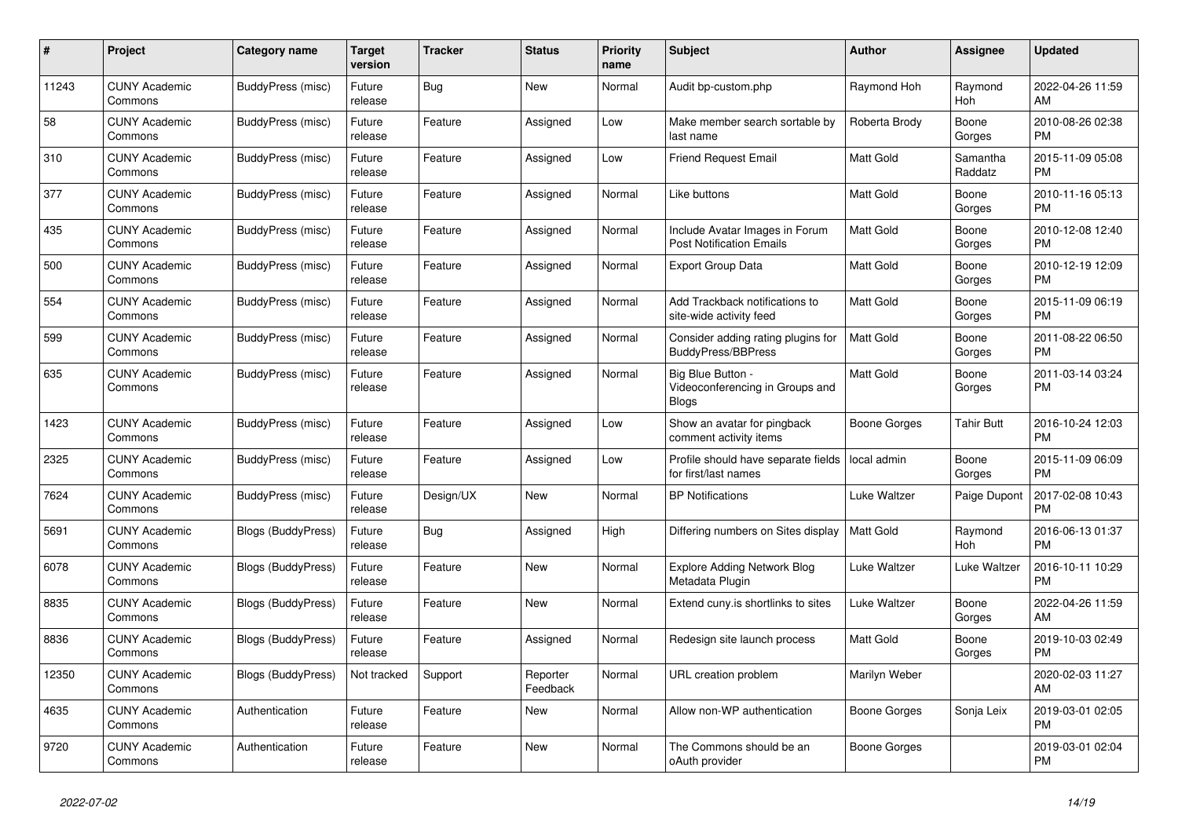| # | Project | Category name | Target version | Tracker | Status | Priority name | Subject | Author | Assignee | Updated |
|---|---|---|---|---|---|---|---|---|---|---|
| 11243 | CUNY Academic Commons | BuddyPress (misc) | Future release | Bug | New | Normal | Audit bp-custom.php | Raymond Hoh | Raymond Hoh | 2022-04-26 11:59 AM |
| 58 | CUNY Academic Commons | BuddyPress (misc) | Future release | Feature | Assigned | Low | Make member search sortable by last name | Roberta Brody | Boone Gorges | 2010-08-26 02:38 PM |
| 310 | CUNY Academic Commons | BuddyPress (misc) | Future release | Feature | Assigned | Low | Friend Request Email | Matt Gold | Samantha Raddatz | 2015-11-09 05:08 PM |
| 377 | CUNY Academic Commons | BuddyPress (misc) | Future release | Feature | Assigned | Normal | Like buttons | Matt Gold | Boone Gorges | 2010-11-16 05:13 PM |
| 435 | CUNY Academic Commons | BuddyPress (misc) | Future release | Feature | Assigned | Normal | Include Avatar Images in Forum Post Notification Emails | Matt Gold | Boone Gorges | 2010-12-08 12:40 PM |
| 500 | CUNY Academic Commons | BuddyPress (misc) | Future release | Feature | Assigned | Normal | Export Group Data | Matt Gold | Boone Gorges | 2010-12-19 12:09 PM |
| 554 | CUNY Academic Commons | BuddyPress (misc) | Future release | Feature | Assigned | Normal | Add Trackback notifications to site-wide activity feed | Matt Gold | Boone Gorges | 2015-11-09 06:19 PM |
| 599 | CUNY Academic Commons | BuddyPress (misc) | Future release | Feature | Assigned | Normal | Consider adding rating plugins for BuddyPress/BBPress | Matt Gold | Boone Gorges | 2011-08-22 06:50 PM |
| 635 | CUNY Academic Commons | BuddyPress (misc) | Future release | Feature | Assigned | Normal | Big Blue Button - Videoconferencing in Groups and Blogs | Matt Gold | Boone Gorges | 2011-03-14 03:24 PM |
| 1423 | CUNY Academic Commons | BuddyPress (misc) | Future release | Feature | Assigned | Low | Show an avatar for pingback comment activity items | Boone Gorges | Tahir Butt | 2016-10-24 12:03 PM |
| 2325 | CUNY Academic Commons | BuddyPress (misc) | Future release | Feature | Assigned | Low | Profile should have separate fields for first/last names | local admin | Boone Gorges | 2015-11-09 06:09 PM |
| 7624 | CUNY Academic Commons | BuddyPress (misc) | Future release | Design/UX | New | Normal | BP Notifications | Luke Waltzer | Paige Dupont | 2017-02-08 10:43 PM |
| 5691 | CUNY Academic Commons | Blogs (BuddyPress) | Future release | Bug | Assigned | High | Differing numbers on Sites display | Matt Gold | Raymond Hoh | 2016-06-13 01:37 PM |
| 6078 | CUNY Academic Commons | Blogs (BuddyPress) | Future release | Feature | New | Normal | Explore Adding Network Blog Metadata Plugin | Luke Waltzer | Luke Waltzer | 2016-10-11 10:29 PM |
| 8835 | CUNY Academic Commons | Blogs (BuddyPress) | Future release | Feature | New | Normal | Extend cuny.is shortlinks to sites | Luke Waltzer | Boone Gorges | 2022-04-26 11:59 AM |
| 8836 | CUNY Academic Commons | Blogs (BuddyPress) | Future release | Feature | Assigned | Normal | Redesign site launch process | Matt Gold | Boone Gorges | 2019-10-03 02:49 PM |
| 12350 | CUNY Academic Commons | Blogs (BuddyPress) | Not tracked | Support | Reporter Feedback | Normal | URL creation problem | Marilyn Weber | | 2020-02-03 11:27 AM |
| 4635 | CUNY Academic Commons | Authentication | Future release | Feature | New | Normal | Allow non-WP authentication | Boone Gorges | Sonja Leix | 2019-03-01 02:05 PM |
| 9720 | CUNY Academic Commons | Authentication | Future release | Feature | New | Normal | The Commons should be an oAuth provider | Boone Gorges | | 2019-03-01 02:04 PM |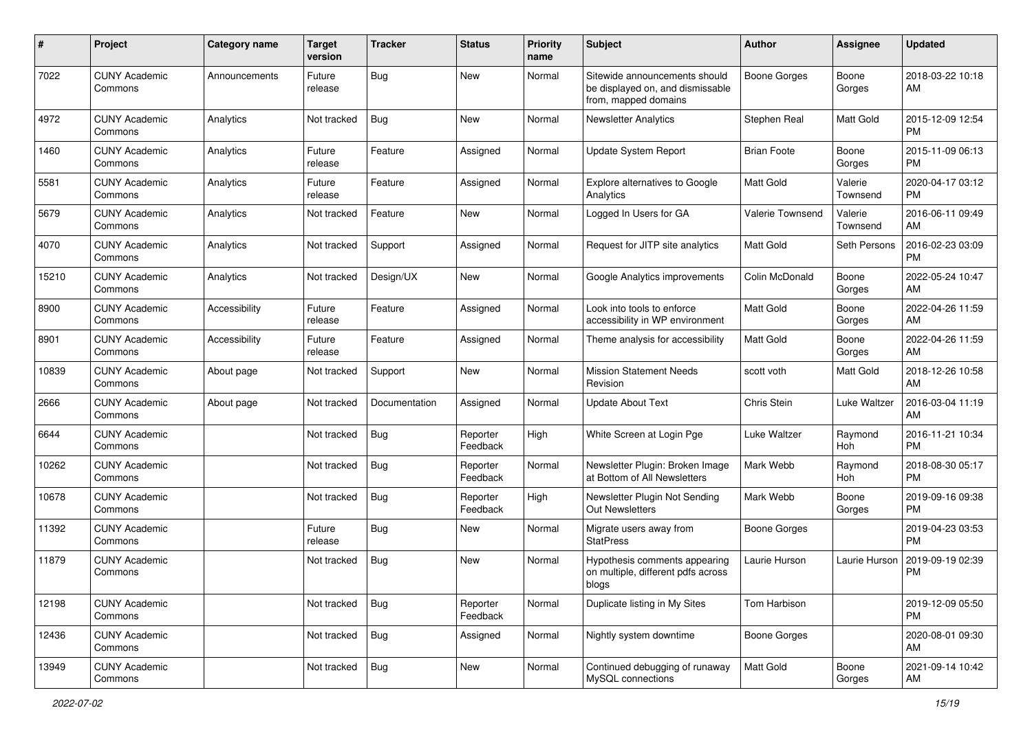| # | Project | Category name | Target version | Tracker | Status | Priority name | Subject | Author | Assignee | Updated |
|---|---|---|---|---|---|---|---|---|---|---|
| 7022 | CUNY Academic Commons | Announcements | Future release | Bug | New | Normal | Sitewide announcements should be displayed on, and dismissable from, mapped domains | Boone Gorges | Boone Gorges | 2018-03-22 10:18 AM |
| 4972 | CUNY Academic Commons | Analytics | Not tracked | Bug | New | Normal | Newsletter Analytics | Stephen Real | Matt Gold | 2015-12-09 12:54 PM |
| 1460 | CUNY Academic Commons | Analytics | Future release | Feature | Assigned | Normal | Update System Report | Brian Foote | Boone Gorges | 2015-11-09 06:13 PM |
| 5581 | CUNY Academic Commons | Analytics | Future release | Feature | Assigned | Normal | Explore alternatives to Google Analytics | Matt Gold | Valerie Townsend | 2020-04-17 03:12 PM |
| 5679 | CUNY Academic Commons | Analytics | Not tracked | Feature | New | Normal | Logged In Users for GA | Valerie Townsend | Valerie Townsend | 2016-06-11 09:49 AM |
| 4070 | CUNY Academic Commons | Analytics | Not tracked | Support | Assigned | Normal | Request for JITP site analytics | Matt Gold | Seth Persons | 2016-02-23 03:09 PM |
| 15210 | CUNY Academic Commons | Analytics | Not tracked | Design/UX | New | Normal | Google Analytics improvements | Colin McDonald | Boone Gorges | 2022-05-24 10:47 AM |
| 8900 | CUNY Academic Commons | Accessibility | Future release | Feature | Assigned | Normal | Look into tools to enforce accessibility in WP environment | Matt Gold | Boone Gorges | 2022-04-26 11:59 AM |
| 8901 | CUNY Academic Commons | Accessibility | Future release | Feature | Assigned | Normal | Theme analysis for accessibility | Matt Gold | Boone Gorges | 2022-04-26 11:59 AM |
| 10839 | CUNY Academic Commons | About page | Not tracked | Support | New | Normal | Mission Statement Needs Revision | scott voth | Matt Gold | 2018-12-26 10:58 AM |
| 2666 | CUNY Academic Commons | About page | Not tracked | Documentation | Assigned | Normal | Update About Text | Chris Stein | Luke Waltzer | 2016-03-04 11:19 AM |
| 6644 | CUNY Academic Commons | | Not tracked | Bug | Reporter Feedback | High | White Screen at Login Pge | Luke Waltzer | Raymond Hoh | 2016-11-21 10:34 PM |
| 10262 | CUNY Academic Commons | | Not tracked | Bug | Reporter Feedback | Normal | Newsletter Plugin: Broken Image at Bottom of All Newsletters | Mark Webb | Raymond Hoh | 2018-08-30 05:17 PM |
| 10678 | CUNY Academic Commons | | Not tracked | Bug | Reporter Feedback | High | Newsletter Plugin Not Sending Out Newsletters | Mark Webb | Boone Gorges | 2019-09-16 09:38 PM |
| 11392 | CUNY Academic Commons | | Future release | Bug | New | Normal | Migrate users away from StatPress | Boone Gorges | | 2019-04-23 03:53 PM |
| 11879 | CUNY Academic Commons | | Not tracked | Bug | New | Normal | Hypothesis comments appearing on multiple, different pdfs across blogs | Laurie Hurson | Laurie Hurson | 2019-09-19 02:39 PM |
| 12198 | CUNY Academic Commons | | Not tracked | Bug | Reporter Feedback | Normal | Duplicate listing in My Sites | Tom Harbison | | 2019-12-09 05:50 PM |
| 12436 | CUNY Academic Commons | | Not tracked | Bug | Assigned | Normal | Nightly system downtime | Boone Gorges | | 2020-08-01 09:30 AM |
| 13949 | CUNY Academic Commons | | Not tracked | Bug | New | Normal | Continued debugging of runaway MySQL connections | Matt Gold | Boone Gorges | 2021-09-14 10:42 AM |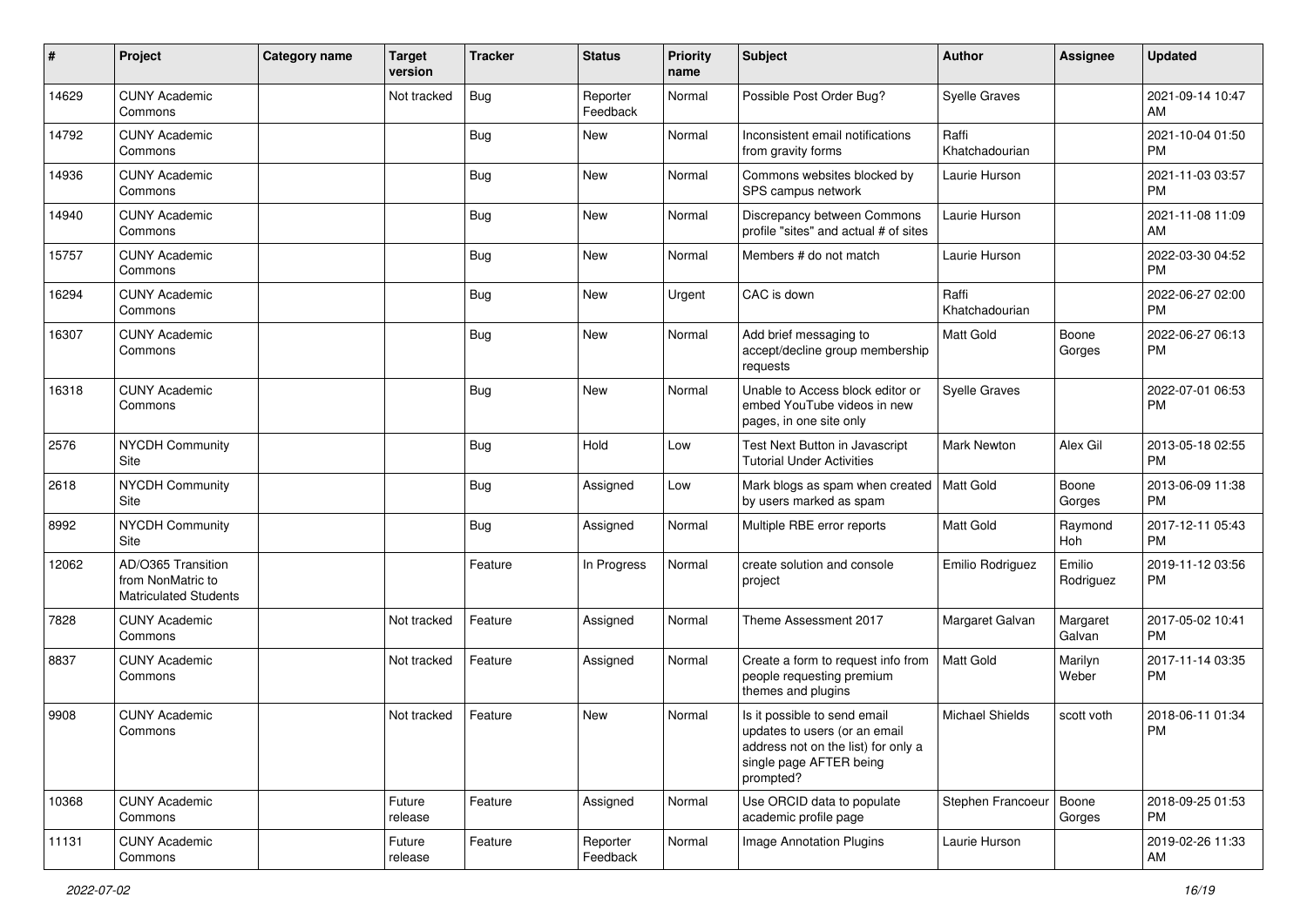| # | Project | Category name | Target version | Tracker | Status | Priority name | Subject | Author | Assignee | Updated |
|---|---|---|---|---|---|---|---|---|---|---|
| 14629 | CUNY Academic Commons | | Not tracked | Bug | Reporter Feedback | Normal | Possible Post Order Bug? | Syelle Graves | | 2021-09-14 10:47 AM |
| 14792 | CUNY Academic Commons | | | Bug | New | Normal | Inconsistent email notifications from gravity forms | Raffi Khatchadourian | | 2021-10-04 01:50 PM |
| 14936 | CUNY Academic Commons | | | Bug | New | Normal | Commons websites blocked by SPS campus network | Laurie Hurson | | 2021-11-03 03:57 PM |
| 14940 | CUNY Academic Commons | | | Bug | New | Normal | Discrepancy between Commons profile "sites" and actual # of sites | Laurie Hurson | | 2021-11-08 11:09 AM |
| 15757 | CUNY Academic Commons | | | Bug | New | Normal | Members # do not match | Laurie Hurson | | 2022-03-30 04:52 PM |
| 16294 | CUNY Academic Commons | | | Bug | New | Urgent | CAC is down | Raffi Khatchadourian | | 2022-06-27 02:00 PM |
| 16307 | CUNY Academic Commons | | | Bug | New | Normal | Add brief messaging to accept/decline group membership requests | Matt Gold | Boone Gorges | 2022-06-27 06:13 PM |
| 16318 | CUNY Academic Commons | | | Bug | New | Normal | Unable to Access block editor or embed YouTube videos in new pages, in one site only | Syelle Graves | | 2022-07-01 06:53 PM |
| 2576 | NYCDH Community Site | | | Bug | Hold | Low | Test Next Button in Javascript Tutorial Under Activities | Mark Newton | Alex Gil | 2013-05-18 02:55 PM |
| 2618 | NYCDH Community Site | | | Bug | Assigned | Low | Mark blogs as spam when created by users marked as spam | Matt Gold | Boone Gorges | 2013-06-09 11:38 PM |
| 8992 | NYCDH Community Site | | | Bug | Assigned | Normal | Multiple RBE error reports | Matt Gold | Raymond Hoh | 2017-12-11 05:43 PM |
| 12062 | AD/O365 Transition from NonMatric to Matriculated Students | | | Feature | In Progress | Normal | create solution and console project | Emilio Rodriguez | Emilio Rodriguez | 2019-11-12 03:56 PM |
| 7828 | CUNY Academic Commons | | Not tracked | Feature | Assigned | Normal | Theme Assessment 2017 | Margaret Galvan | Margaret Galvan | 2017-05-02 10:41 PM |
| 8837 | CUNY Academic Commons | | Not tracked | Feature | Assigned | Normal | Create a form to request info from people requesting premium themes and plugins | Matt Gold | Marilyn Weber | 2017-11-14 03:35 PM |
| 9908 | CUNY Academic Commons | | Not tracked | Feature | New | Normal | Is it possible to send email updates to users (or an email address not on the list) for only a single page AFTER being prompted? | Michael Shields | scott voth | 2018-06-11 01:34 PM |
| 10368 | CUNY Academic Commons | | Future release | Feature | Assigned | Normal | Use ORCID data to populate academic profile page | Stephen Francoeur | Boone Gorges | 2018-09-25 01:53 PM |
| 11131 | CUNY Academic Commons | | Future release | Feature | Reporter Feedback | Normal | Image Annotation Plugins | Laurie Hurson | | 2019-02-26 11:33 AM |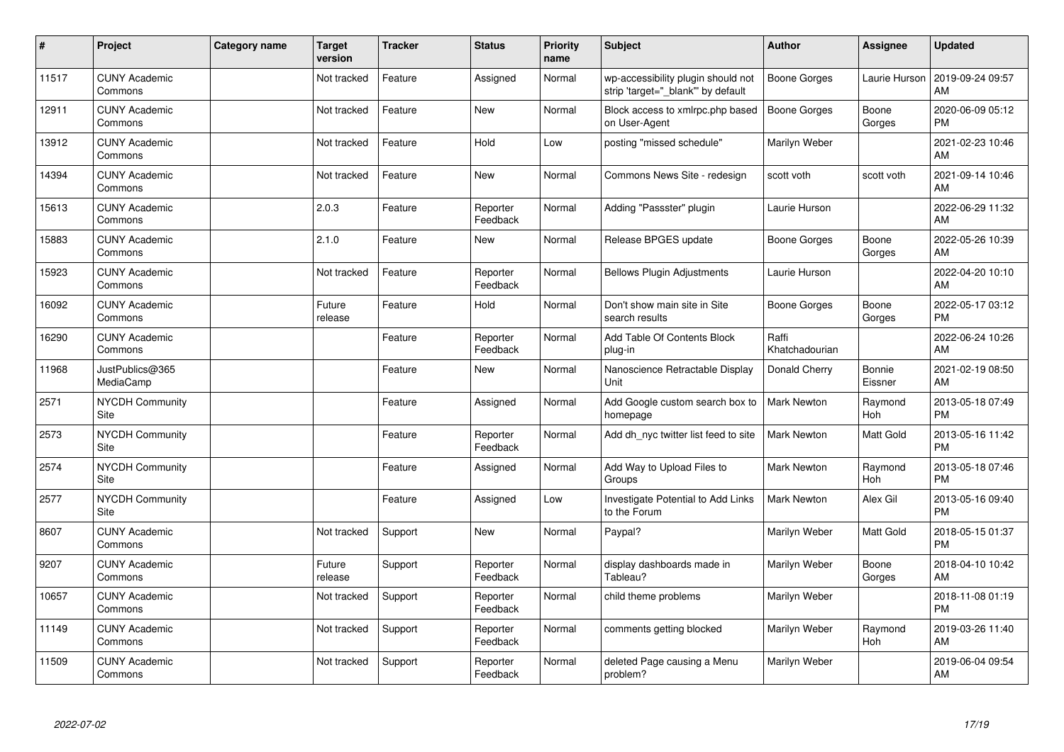| # | Project | Category name | Target version | Tracker | Status | Priority name | Subject | Author | Assignee | Updated |
|---|---|---|---|---|---|---|---|---|---|---|
| 11517 | CUNY Academic Commons | | Not tracked | Feature | Assigned | Normal | wp-accessibility plugin should not strip 'target="_blank"' by default | Boone Gorges | Laurie Hurson | 2019-09-24 09:57 AM |
| 12911 | CUNY Academic Commons | | Not tracked | Feature | New | Normal | Block access to xmlrpc.php based on User-Agent | Boone Gorges | Boone Gorges | 2020-06-09 05:12 PM |
| 13912 | CUNY Academic Commons | | Not tracked | Feature | Hold | Low | posting "missed schedule" | Marilyn Weber | | 2021-02-23 10:46 AM |
| 14394 | CUNY Academic Commons | | Not tracked | Feature | New | Normal | Commons News Site - redesign | scott voth | scott voth | 2021-09-14 10:46 AM |
| 15613 | CUNY Academic Commons | | 2.0.3 | Feature | Reporter Feedback | Normal | Adding "Passster" plugin | Laurie Hurson | | 2022-06-29 11:32 AM |
| 15883 | CUNY Academic Commons | | 2.1.0 | Feature | New | Normal | Release BPGES update | Boone Gorges | Boone Gorges | 2022-05-26 10:39 AM |
| 15923 | CUNY Academic Commons | | Not tracked | Feature | Reporter Feedback | Normal | Bellows Plugin Adjustments | Laurie Hurson | | 2022-04-20 10:10 AM |
| 16092 | CUNY Academic Commons | | Future release | Feature | Hold | Normal | Don't show main site in Site search results | Boone Gorges | Boone Gorges | 2022-05-17 03:12 PM |
| 16290 | CUNY Academic Commons | | | Feature | Reporter Feedback | Normal | Add Table Of Contents Block plug-in | Raffi Khatchadourian | | 2022-06-24 10:26 AM |
| 11968 | JustPublics@365 MediaCamp | | | Feature | New | Normal | Nanoscience Retractable Display Unit | Donald Cherry | Bonnie Eissner | 2021-02-19 08:50 AM |
| 2571 | NYCDH Community Site | | | Feature | Assigned | Normal | Add Google custom search box to homepage | Mark Newton | Raymond Hoh | 2013-05-18 07:49 PM |
| 2573 | NYCDH Community Site | | | Feature | Reporter Feedback | Normal | Add dh_nyc twitter list feed to site | Mark Newton | Matt Gold | 2013-05-16 11:42 PM |
| 2574 | NYCDH Community Site | | | Feature | Assigned | Normal | Add Way to Upload Files to Groups | Mark Newton | Raymond Hoh | 2013-05-18 07:46 PM |
| 2577 | NYCDH Community Site | | | Feature | Assigned | Low | Investigate Potential to Add Links to the Forum | Mark Newton | Alex Gil | 2013-05-16 09:40 PM |
| 8607 | CUNY Academic Commons | | Not tracked | Support | New | Normal | Paypal? | Marilyn Weber | Matt Gold | 2018-05-15 01:37 PM |
| 9207 | CUNY Academic Commons | | Future release | Support | Reporter Feedback | Normal | display dashboards made in Tableau? | Marilyn Weber | Boone Gorges | 2018-04-10 10:42 AM |
| 10657 | CUNY Academic Commons | | Not tracked | Support | Reporter Feedback | Normal | child theme problems | Marilyn Weber | | 2018-11-08 01:19 PM |
| 11149 | CUNY Academic Commons | | Not tracked | Support | Reporter Feedback | Normal | comments getting blocked | Marilyn Weber | Raymond Hoh | 2019-03-26 11:40 AM |
| 11509 | CUNY Academic Commons | | Not tracked | Support | Reporter Feedback | Normal | deleted Page causing a Menu problem? | Marilyn Weber | | 2019-06-04 09:54 AM |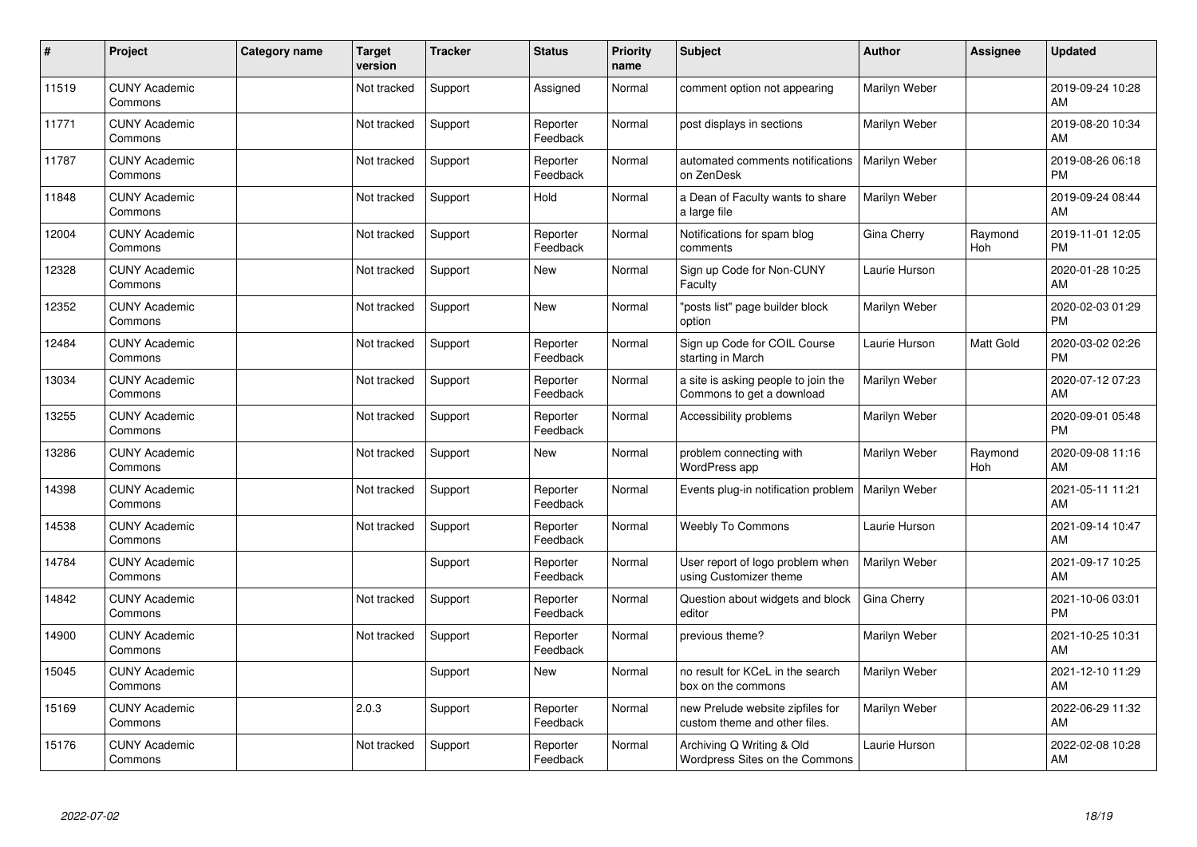| # | Project | Category name | Target version | Tracker | Status | Priority name | Subject | Author | Assignee | Updated |
|---|---|---|---|---|---|---|---|---|---|---|
| 11519 | CUNY Academic Commons | | Not tracked | Support | Assigned | Normal | comment option not appearing | Marilyn Weber | | 2019-09-24 10:28 AM |
| 11771 | CUNY Academic Commons | | Not tracked | Support | Reporter Feedback | Normal | post displays in sections | Marilyn Weber | | 2019-08-20 10:34 AM |
| 11787 | CUNY Academic Commons | | Not tracked | Support | Reporter Feedback | Normal | automated comments notifications on ZenDesk | Marilyn Weber | | 2019-08-26 06:18 PM |
| 11848 | CUNY Academic Commons | | Not tracked | Support | Hold | Normal | a Dean of Faculty wants to share a large file | Marilyn Weber | | 2019-09-24 08:44 AM |
| 12004 | CUNY Academic Commons | | Not tracked | Support | Reporter Feedback | Normal | Notifications for spam blog comments | Gina Cherry | Raymond Hoh | 2019-11-01 12:05 PM |
| 12328 | CUNY Academic Commons | | Not tracked | Support | New | Normal | Sign up Code for Non-CUNY Faculty | Laurie Hurson | | 2020-01-28 10:25 AM |
| 12352 | CUNY Academic Commons | | Not tracked | Support | New | Normal | "posts list" page builder block option | Marilyn Weber | | 2020-02-03 01:29 PM |
| 12484 | CUNY Academic Commons | | Not tracked | Support | Reporter Feedback | Normal | Sign up Code for COIL Course starting in March | Laurie Hurson | Matt Gold | 2020-03-02 02:26 PM |
| 13034 | CUNY Academic Commons | | Not tracked | Support | Reporter Feedback | Normal | a site is asking people to join the Commons to get a download | Marilyn Weber | | 2020-07-12 07:23 AM |
| 13255 | CUNY Academic Commons | | Not tracked | Support | Reporter Feedback | Normal | Accessibility problems | Marilyn Weber | | 2020-09-01 05:48 PM |
| 13286 | CUNY Academic Commons | | Not tracked | Support | New | Normal | problem connecting with WordPress app | Marilyn Weber | Raymond Hoh | 2020-09-08 11:16 AM |
| 14398 | CUNY Academic Commons | | Not tracked | Support | Reporter Feedback | Normal | Events plug-in notification problem | Marilyn Weber | | 2021-05-11 11:21 AM |
| 14538 | CUNY Academic Commons | | Not tracked | Support | Reporter Feedback | Normal | Weebly To Commons | Laurie Hurson | | 2021-09-14 10:47 AM |
| 14784 | CUNY Academic Commons | | | Support | Reporter Feedback | Normal | User report of logo problem when using Customizer theme | Marilyn Weber | | 2021-09-17 10:25 AM |
| 14842 | CUNY Academic Commons | | Not tracked | Support | Reporter Feedback | Normal | Question about widgets and block editor | Gina Cherry | | 2021-10-06 03:01 PM |
| 14900 | CUNY Academic Commons | | Not tracked | Support | Reporter Feedback | Normal | previous theme? | Marilyn Weber | | 2021-10-25 10:31 AM |
| 15045 | CUNY Academic Commons | | | Support | New | Normal | no result for KCeL in the search box on the commons | Marilyn Weber | | 2021-12-10 11:29 AM |
| 15169 | CUNY Academic Commons | | 2.0.3 | Support | Reporter Feedback | Normal | new Prelude website zipfiles for custom theme and other files. | Marilyn Weber | | 2022-06-29 11:32 AM |
| 15176 | CUNY Academic Commons | | Not tracked | Support | Reporter Feedback | Normal | Archiving Q Writing & Old Wordpress Sites on the Commons | Laurie Hurson | | 2022-02-08 10:28 AM |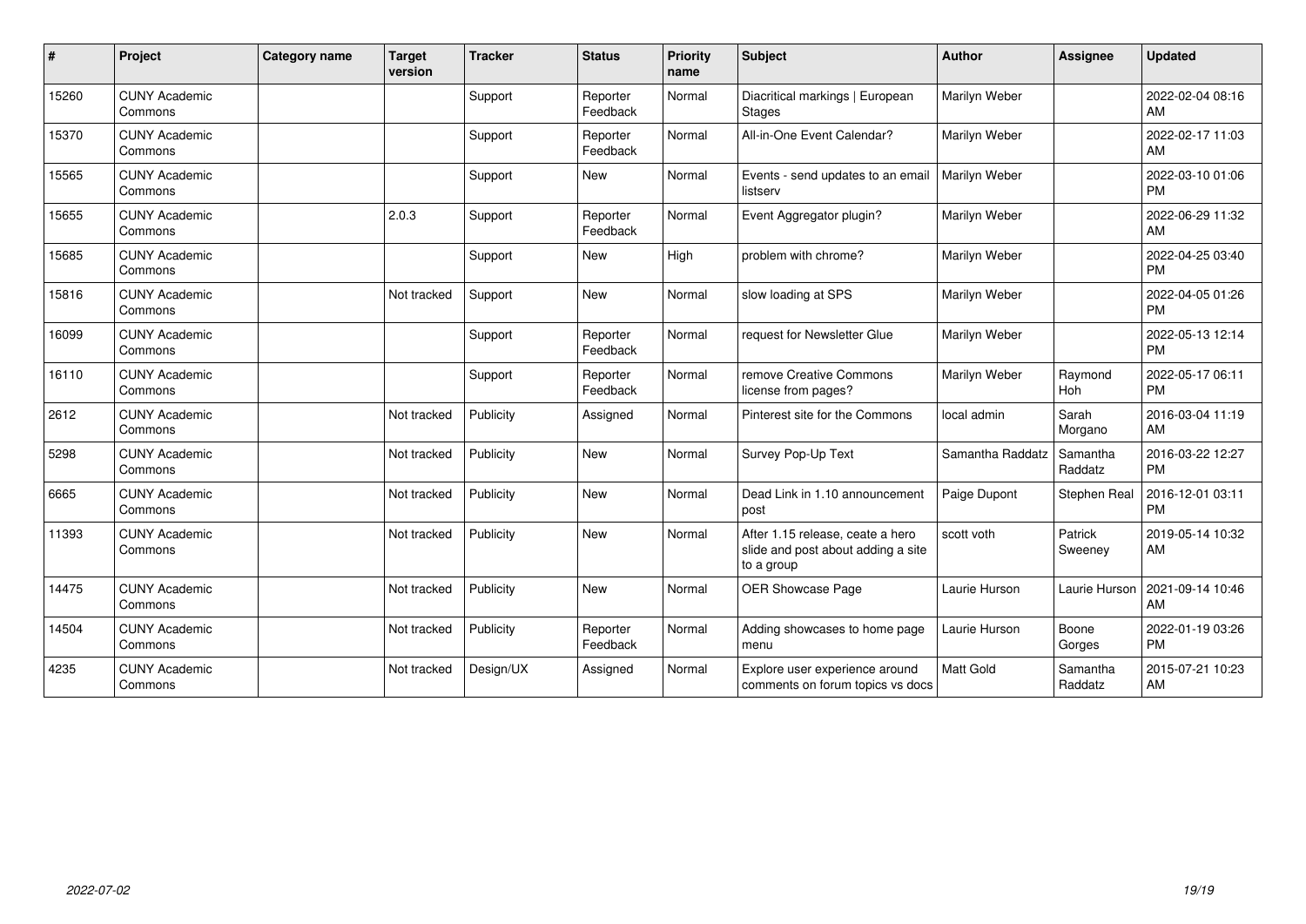| # | Project | Category name | Target version | Tracker | Status | Priority name | Subject | Author | Assignee | Updated |
|---|---|---|---|---|---|---|---|---|---|---|
| 15260 | CUNY Academic Commons | | | Support | Reporter Feedback | Normal | Diacritical markings \| European Stages | Marilyn Weber | | 2022-02-04 08:16 AM |
| 15370 | CUNY Academic Commons | | | Support | Reporter Feedback | Normal | All-in-One Event Calendar? | Marilyn Weber | | 2022-02-17 11:03 AM |
| 15565 | CUNY Academic Commons | | | Support | New | Normal | Events - send updates to an email listserv | Marilyn Weber | | 2022-03-10 01:06 PM |
| 15655 | CUNY Academic Commons | | 2.0.3 | Support | Reporter Feedback | Normal | Event Aggregator plugin? | Marilyn Weber | | 2022-06-29 11:32 AM |
| 15685 | CUNY Academic Commons | | | Support | New | High | problem with chrome? | Marilyn Weber | | 2022-04-25 03:40 PM |
| 15816 | CUNY Academic Commons | | Not tracked | Support | New | Normal | slow loading at SPS | Marilyn Weber | | 2022-04-05 01:26 PM |
| 16099 | CUNY Academic Commons | | | Support | Reporter Feedback | Normal | request for Newsletter Glue | Marilyn Weber | | 2022-05-13 12:14 PM |
| 16110 | CUNY Academic Commons | | | Support | Reporter Feedback | Normal | remove Creative Commons license from pages? | Marilyn Weber | Raymond Hoh | 2022-05-17 06:11 PM |
| 2612 | CUNY Academic Commons | | Not tracked | Publicity | Assigned | Normal | Pinterest site for the Commons | local admin | Sarah Morgano | 2016-03-04 11:19 AM |
| 5298 | CUNY Academic Commons | | Not tracked | Publicity | New | Normal | Survey Pop-Up Text | Samantha Raddatz | Samantha Raddatz | 2016-03-22 12:27 PM |
| 6665 | CUNY Academic Commons | | Not tracked | Publicity | New | Normal | Dead Link in 1.10 announcement post | Paige Dupont | Stephen Real | 2016-12-01 03:11 PM |
| 11393 | CUNY Academic Commons | | Not tracked | Publicity | New | Normal | After 1.15 release, ceate a hero slide and post about adding a site to a group | scott voth | Patrick Sweeney | 2019-05-14 10:32 AM |
| 14475 | CUNY Academic Commons | | Not tracked | Publicity | New | Normal | OER Showcase Page | Laurie Hurson | Laurie Hurson | 2021-09-14 10:46 AM |
| 14504 | CUNY Academic Commons | | Not tracked | Publicity | Reporter Feedback | Normal | Adding showcases to home page menu | Laurie Hurson | Boone Gorges | 2022-01-19 03:26 PM |
| 4235 | CUNY Academic Commons | | Not tracked | Design/UX | Assigned | Normal | Explore user experience around comments on forum topics vs docs | Matt Gold | Samantha Raddatz | 2015-07-21 10:23 AM |